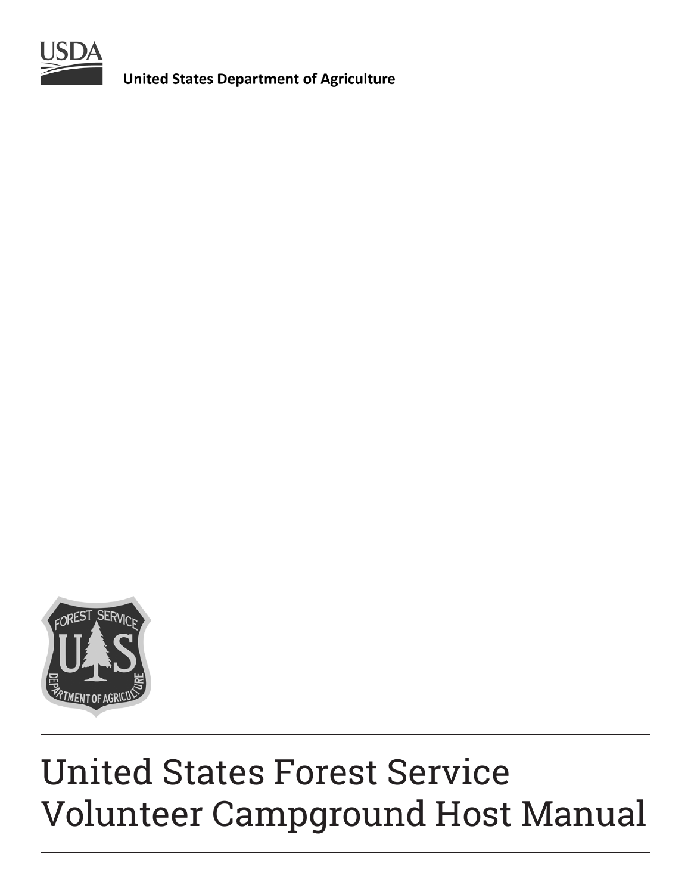United States Department of Agriculture

# United States Forest Service Volunteer Campground Host Manual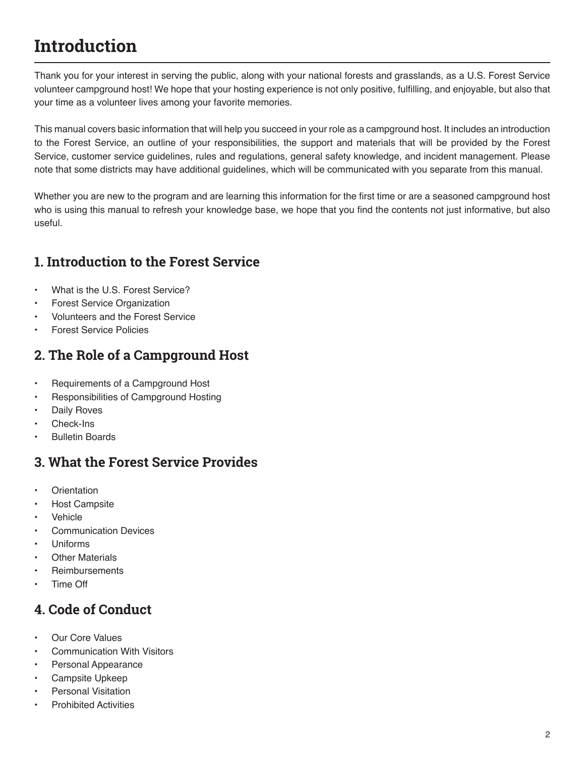# Introduction

Thank you for your interest in serving the public, along with your national forests and grasslands, as a U.S. Forest Service volunteer campground host! We hope that your hosting experience is not only positive, fulfilling, and enjoyable, but also that your time as a volunteer lives among your favorite memories.

This manual covers basic information that will help you succeed in your role as a campground host. It includes an introduction to the Forest Service, an outline of your responsibilities, the support and materials that will be provided by the Forest Service, customer service guidelines, rules and regulations, general safety knowledge, and incident management. Please note that some districts may have additional guidelines, which will be communicated with you separate from this manual.

Whether you are new to the program and are learning this information for the first time or are a seasoned campground host who is using this manual to refresh your knowledge base, we hope that you find the contents not just informative, but also useful.

## 1. Introduction to the Forest Service

- What is the U.S. Forest Service?
- Forest Service Organization
- Volunteers and the Forest Service
- Forest Service Policies

## 2. The Role of a Campground Host

- Requirements of a Campground Host
- Responsibilities of Campground Hosting
- Daily Roves
- Check-Ins
- Bulletin Boards

## 3. What the Forest Service Provides

- Orientation
- Host Campsite
- Vehicle
- Communication Devices
- Uniforms
- Other Materials
- Reimbursements
- Time Off

## 4. Code of Conduct

- Our Core Values
- Communication With Visitors
- Personal Appearance
- Campsite Upkeep
- Personal Visitation
- Prohibited Activities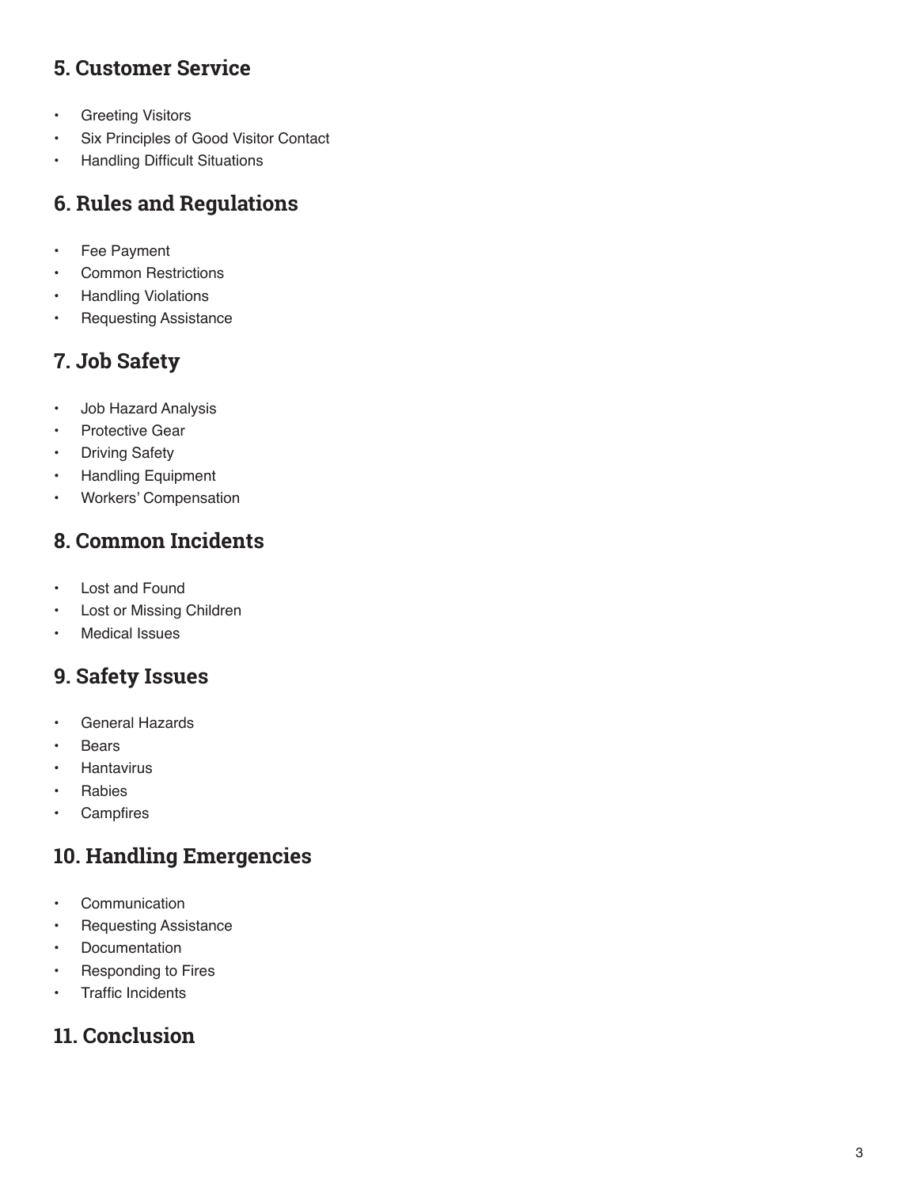## 5. Customer Service

- Greeting Visitors
- Six Principles of Good Visitor Contact
- Handling Difficult Situations

## 6. Rules and Regulations

- Fee Payment
- Common Restrictions
- Handling Violations
- Requesting Assistance

## 7. Job Safety

- Job Hazard Analysis
- Protective Gear
- Driving Safety
- Handling Equipment
- Workers' Compensation

## 8. Common Incidents

- Lost and Found
- Lost or Missing Children
- Medical Issues

## 9. Safety Issues

- General Hazards
- Bears
- Hantavirus
- Rabies
- Campfires

## 10. Handling Emergencies

- Communication
- Requesting Assistance
- Documentation
- Responding to Fires
- Traffic Incidents

## 11. Conclusion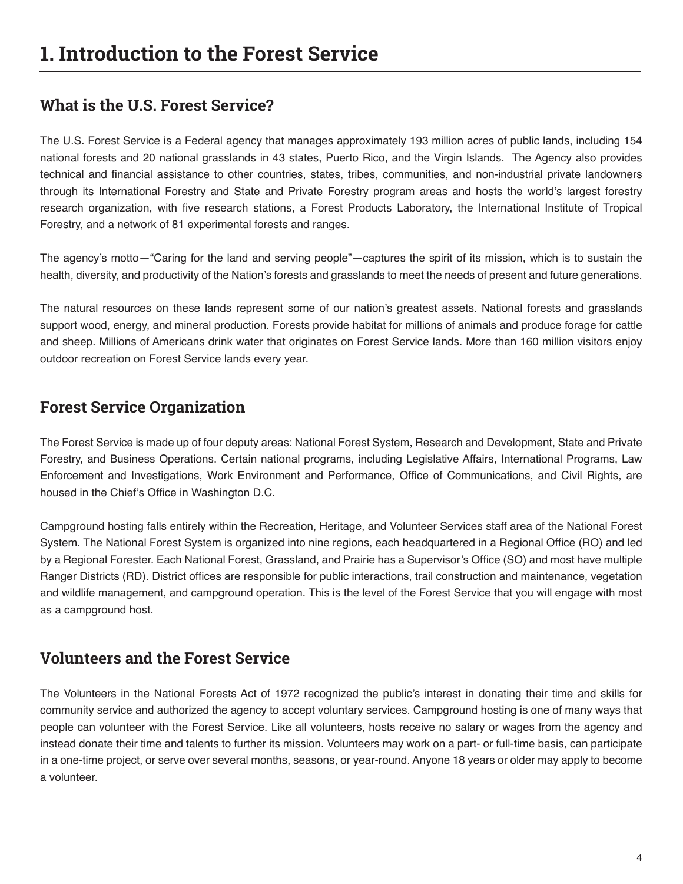# 1. Introduction to the Forest Service

## What is the U.S. Forest Service?

The U.S. Forest Service is a Federal agency that manages approximately 193 million acres of public lands, including 154 national forests and 20 national grasslands in 43 states, Puerto Rico, and the Virgin Islands. The Agency also provides technical and financial assistance to other countries, states, tribes, communities, and non-industrial private landowners through its International Forestry and State and Private Forestry program areas and hosts the world's largest forestry research organization, with five research stations, a Forest Products Laboratory, the International Institute of Tropical Forestry, and a network of 81 experimental forests and ranges.

The agency's motto—"Caring for the land and serving people"—captures the spirit of its mission, which is to sustain the health, diversity, and productivity of the Nation's forests and grasslands to meet the needs of present and future generations.

The natural resources on these lands represent some of our nation's greatest assets. National forests and grasslands support wood, energy, and mineral production. Forests provide habitat for millions of animals and produce forage for cattle and sheep. Millions of Americans drink water that originates on Forest Service lands. More than 160 million visitors enjoy outdoor recreation on Forest Service lands every year.

## Forest Service Organization

The Forest Service is made up of four deputy areas: National Forest System, Research and Development, State and Private Forestry, and Business Operations. Certain national programs, including Legislative Affairs, International Programs, Law Enforcement and Investigations, Work Environment and Performance, Office of Communications, and Civil Rights, are housed in the Chief's Office in Washington D.C.

Campground hosting falls entirely within the Recreation, Heritage, and Volunteer Services staff area of the National Forest System. The National Forest System is organized into nine regions, each headquartered in a Regional Office (RO) and led by a Regional Forester. Each National Forest, Grassland, and Prairie has a Supervisor's Office (SO) and most have multiple Ranger Districts (RD). District offices are responsible for public interactions, trail construction and maintenance, vegetation and wildlife management, and campground operation. This is the level of the Forest Service that you will engage with most as a campground host.

## Volunteers and the Forest Service

The Volunteers in the National Forests Act of 1972 recognized the public's interest in donating their time and skills for community service and authorized the agency to accept voluntary services. Campground hosting is one of many ways that people can volunteer with the Forest Service. Like all volunteers, hosts receive no salary or wages from the agency and instead donate their time and talents to further its mission. Volunteers may work on a part- or full-time basis, can participate in a one-time project, or serve over several months, seasons, or year-round. Anyone 18 years or older may apply to become a volunteer.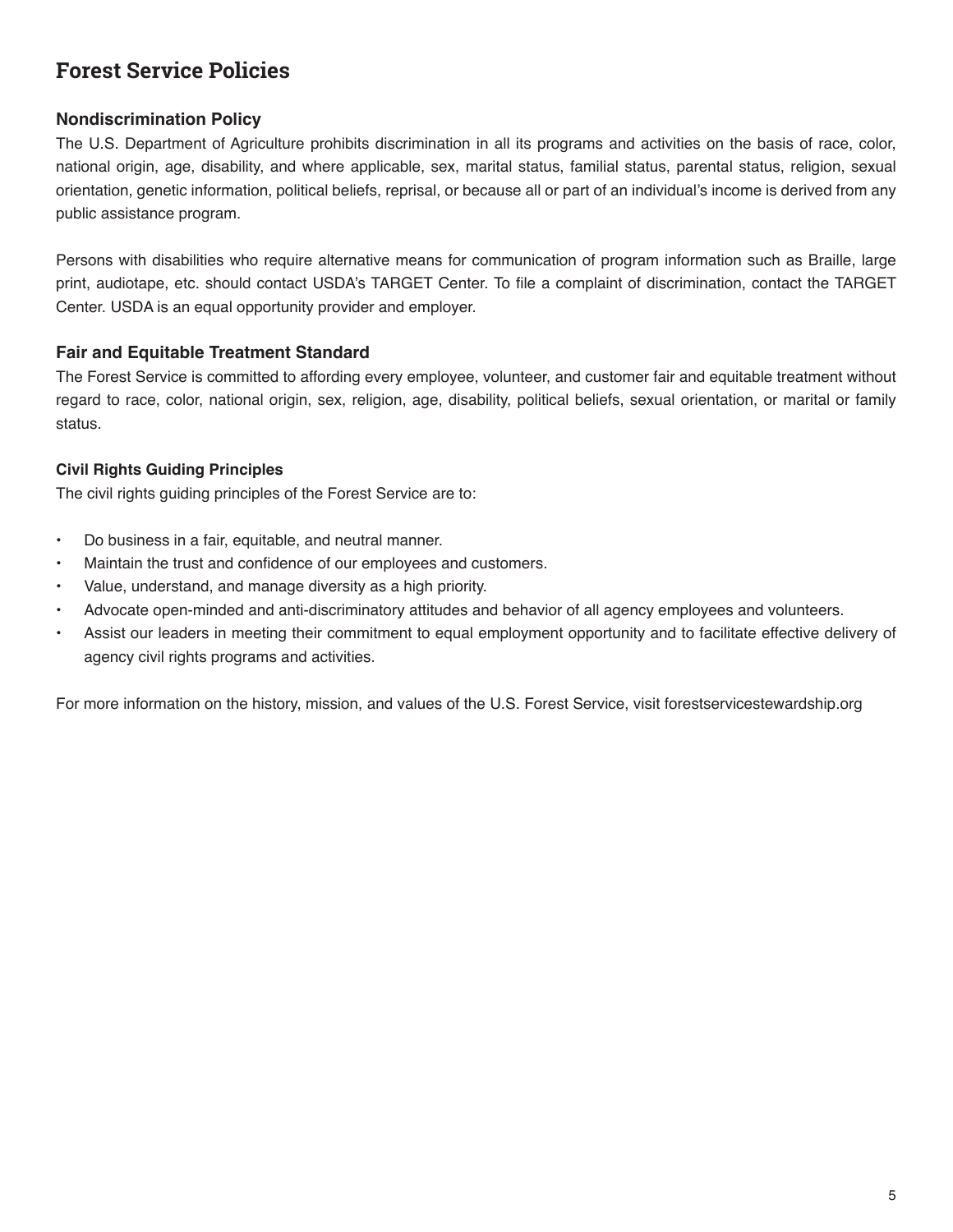# Forest Service Policies

## Nondiscrimination Policy

The U.S. Department of Agriculture prohibits discrimination in all its programs and activities on the basis of race, color, national origin, age, disability, and where applicable, sex, marital status, familial status, parental status, religion, sexual orientation, genetic information, political beliefs, reprisal, or because all or part of an individual's income is derived from any public assistance program.

Persons with disabilities who require alternative means for communication of program information such as Braille, large print, audiotape, etc. should contact USDA's TARGET Center. To file a complaint of discrimination, contact the TARGET Center. USDA is an equal opportunity provider and employer.

## Fair and Equitable Treatment Standard

The Forest Service is committed to affording every employee, volunteer, and customer fair and equitable treatment without regard to race, color, national origin, sex, religion, age, disability, political beliefs, sexual orientation, or marital or family status.

### Civil Rights Guiding Principles

The civil rights guiding principles of the Forest Service are to:

- Do business in a fair, equitable, and neutral manner.
- Maintain the trust and confidence of our employees and customers.
- Value, understand, and manage diversity as a high priority.
- Advocate open-minded and anti-discriminatory attitudes and behavior of all agency employees and volunteers.
- Assist our leaders in meeting their commitment to equal employment opportunity and to facilitate effective delivery of agency civil rights programs and activities.

For more information on the history, mission, and values of the U.S. Forest Service, visit forestservicestewardship.org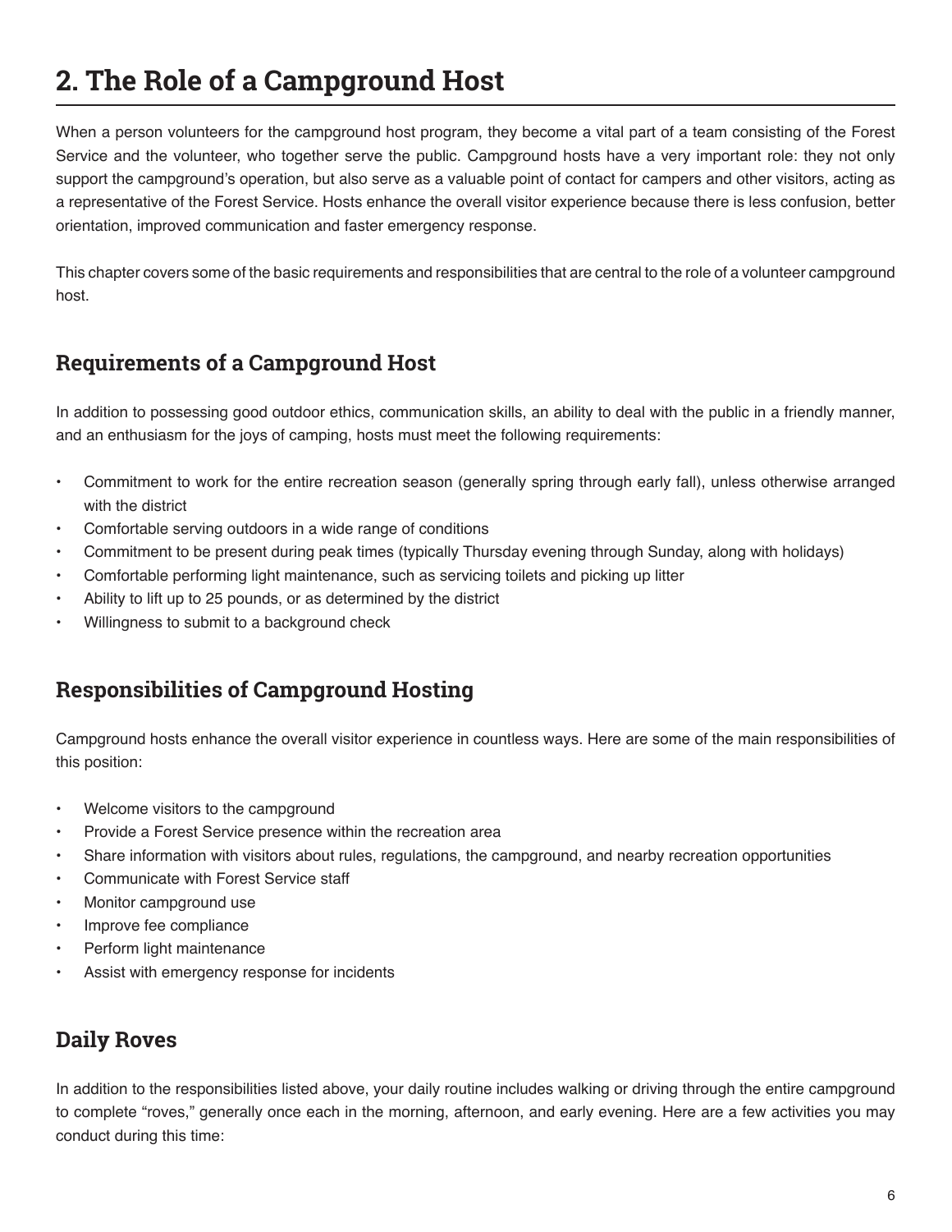# 2. The Role of a Campground Host

When a person volunteers for the campground host program, they become a vital part of a team consisting of the Forest Service and the volunteer, who together serve the public. Campground hosts have a very important role: they not only support the campground's operation, but also serve as a valuable point of contact for campers and other visitors, acting as a representative of the Forest Service. Hosts enhance the overall visitor experience because there is less confusion, better orientation, improved communication and faster emergency response.

This chapter covers some of the basic requirements and responsibilities that are central to the role of a volunteer campground host.

## Requirements of a Campground Host

In addition to possessing good outdoor ethics, communication skills, an ability to deal with the public in a friendly manner, and an enthusiasm for the joys of camping, hosts must meet the following requirements:

- Commitment to work for the entire recreation season (generally spring through early fall), unless otherwise arranged with the district
- Comfortable serving outdoors in a wide range of conditions
- Commitment to be present during peak times (typically Thursday evening through Sunday, along with holidays)
- Comfortable performing light maintenance, such as servicing toilets and picking up litter
- Ability to lift up to 25 pounds, or as determined by the district
- Willingness to submit to a background check

## Responsibilities of Campground Hosting

Campground hosts enhance the overall visitor experience in countless ways. Here are some of the main responsibilities of this position:

- Welcome visitors to the campground
- Provide a Forest Service presence within the recreation area
- Share information with visitors about rules, regulations, the campground, and nearby recreation opportunities
- Communicate with Forest Service staff
- Monitor campground use
- Improve fee compliance
- Perform light maintenance
- Assist with emergency response for incidents

## Daily Roves

In addition to the responsibilities listed above, your daily routine includes walking or driving through the entire campground to complete "roves," generally once each in the morning, afternoon, and early evening. Here are a few activities you may conduct during this time: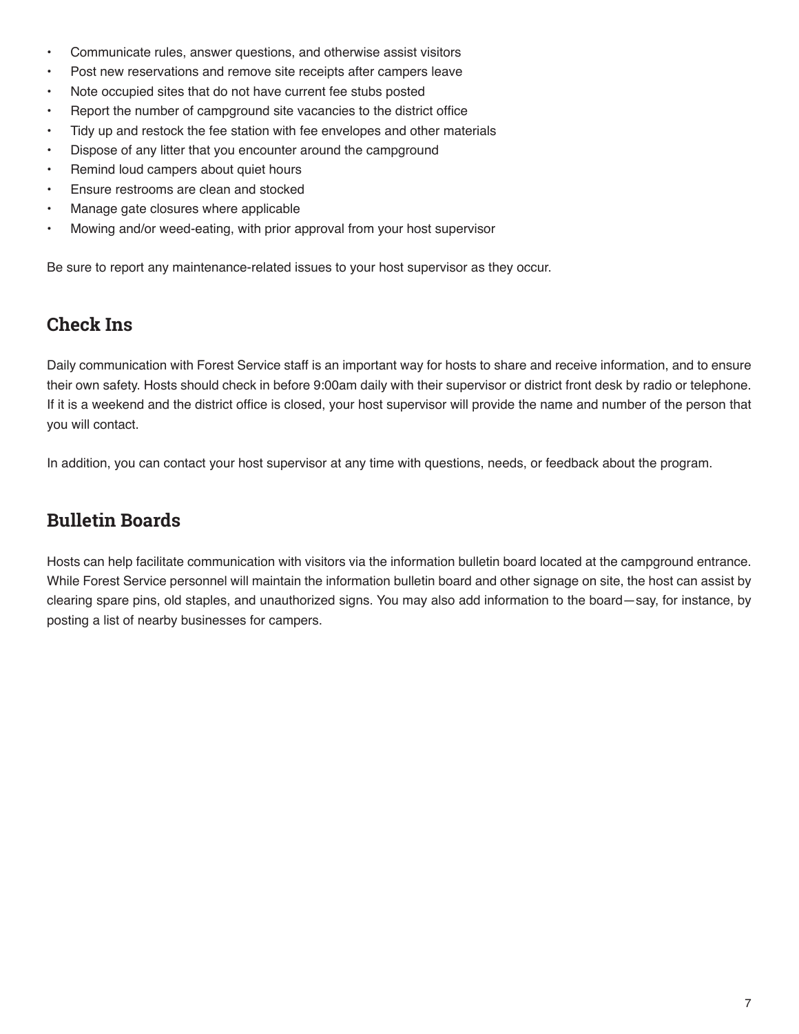- Communicate rules, answer questions, and otherwise assist visitors
- Post new reservations and remove site receipts after campers leave
- Note occupied sites that do not have current fee stubs posted
- Report the number of campground site vacancies to the district office
- Tidy up and restock the fee station with fee envelopes and other materials
- Dispose of any litter that you encounter around the campground
- Remind loud campers about quiet hours
- Ensure restrooms are clean and stocked
- Manage gate closures where applicable
- Mowing and/or weed-eating, with prior approval from your host supervisor

Be sure to report any maintenance-related issues to your host supervisor as they occur.

## Check Ins

Daily communication with Forest Service staff is an important way for hosts to share and receive information, and to ensure their own safety. Hosts should check in before 9:00am daily with their supervisor or district front desk by radio or telephone. If it is a weekend and the district office is closed, your host supervisor will provide the name and number of the person that you will contact.

In addition, you can contact your host supervisor at any time with questions, needs, or feedback about the program.

## Bulletin Boards

Hosts can help facilitate communication with visitors via the information bulletin board located at the campground entrance. While Forest Service personnel will maintain the information bulletin board and other signage on site, the host can assist by clearing spare pins, old staples, and unauthorized signs. You may also add information to the board—say, for instance, by posting a list of nearby businesses for campers.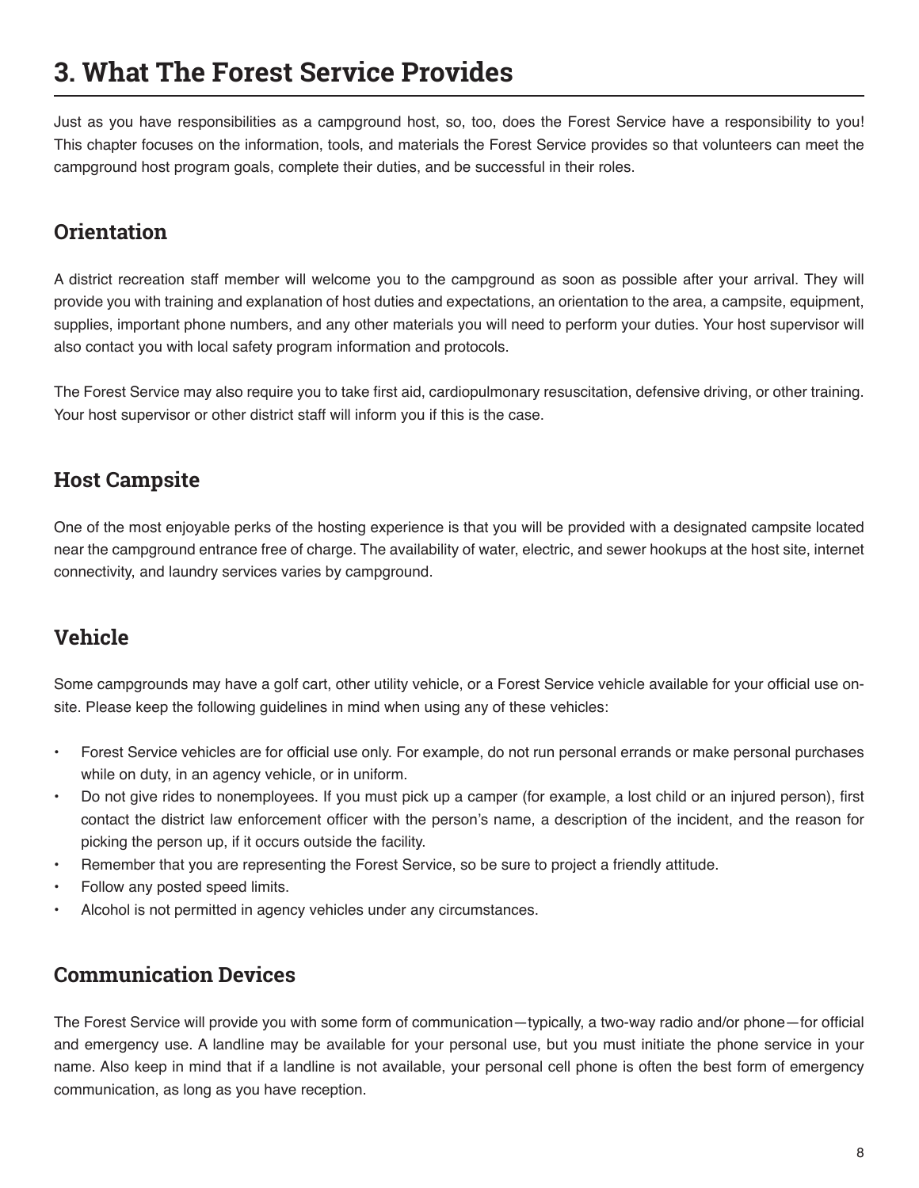# 3. What The Forest Service Provides

Just as you have responsibilities as a campground host, so, too, does the Forest Service have a responsibility to you! This chapter focuses on the information, tools, and materials the Forest Service provides so that volunteers can meet the campground host program goals, complete their duties, and be successful in their roles.

## Orientation

A district recreation staff member will welcome you to the campground as soon as possible after your arrival. They will provide you with training and explanation of host duties and expectations, an orientation to the area, a campsite, equipment, supplies, important phone numbers, and any other materials you will need to perform your duties. Your host supervisor will also contact you with local safety program information and protocols.

The Forest Service may also require you to take first aid, cardiopulmonary resuscitation, defensive driving, or other training. Your host supervisor or other district staff will inform you if this is the case.

## Host Campsite

One of the most enjoyable perks of the hosting experience is that you will be provided with a designated campsite located near the campground entrance free of charge. The availability of water, electric, and sewer hookups at the host site, internet connectivity, and laundry services varies by campground.

## Vehicle

Some campgrounds may have a golf cart, other utility vehicle, or a Forest Service vehicle available for your official use on-site. Please keep the following guidelines in mind when using any of these vehicles:

- Forest Service vehicles are for official use only. For example, do not run personal errands or make personal purchases while on duty, in an agency vehicle, or in uniform.
- Do not give rides to nonemployees. If you must pick up a camper (for example, a lost child or an injured person), first contact the district law enforcement officer with the person's name, a description of the incident, and the reason for picking the person up, if it occurs outside the facility.
- Remember that you are representing the Forest Service, so be sure to project a friendly attitude.
- Follow any posted speed limits.
- Alcohol is not permitted in agency vehicles under any circumstances.

## Communication Devices

The Forest Service will provide you with some form of communication—typically, a two-way radio and/or phone—for official and emergency use. A landline may be available for your personal use, but you must initiate the phone service in your name. Also keep in mind that if a landline is not available, your personal cell phone is often the best form of emergency communication, as long as you have reception.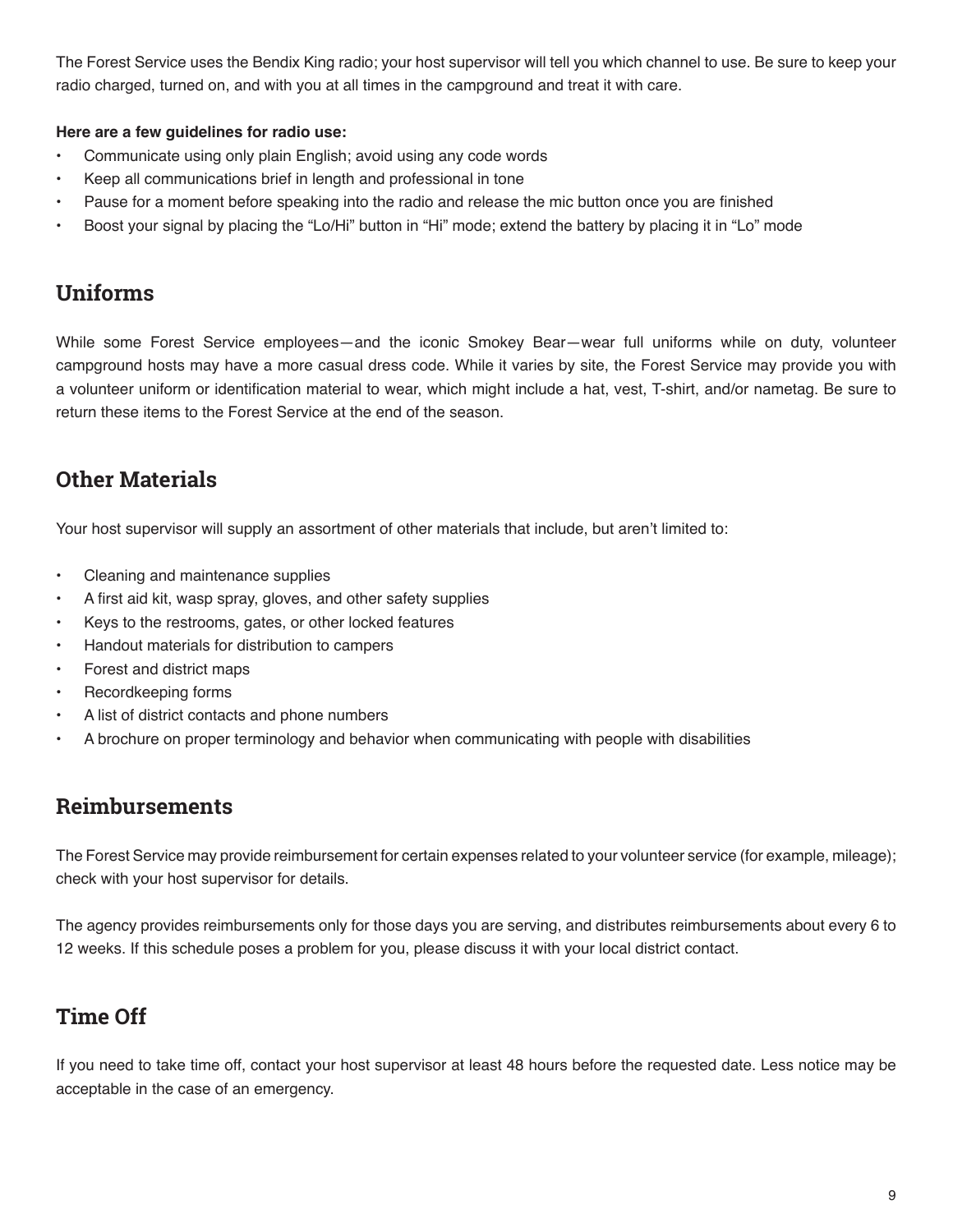The Forest Service uses the Bendix King radio; your host supervisor will tell you which channel to use. Be sure to keep your radio charged, turned on, and with you at all times in the campground and treat it with care.

**Here are a few guidelines for radio use:**

- Communicate using only plain English; avoid using any code words
- Keep all communications brief in length and professional in tone
- Pause for a moment before speaking into the radio and release the mic button once you are finished
- Boost your signal by placing the “Lo/Hi” button in “Hi” mode; extend the battery by placing it in “Lo” mode

## Uniforms

While some Forest Service employees—and the iconic Smokey Bear—wear full uniforms while on duty, volunteer campground hosts may have a more casual dress code. While it varies by site, the Forest Service may provide you with a volunteer uniform or identification material to wear, which might include a hat, vest, T-shirt, and/or nametag. Be sure to return these items to the Forest Service at the end of the season.

## Other Materials

Your host supervisor will supply an assortment of other materials that include, but aren’t limited to:

- Cleaning and maintenance supplies
- A first aid kit, wasp spray, gloves, and other safety supplies
- Keys to the restrooms, gates, or other locked features
- Handout materials for distribution to campers
- Forest and district maps
- Recordkeeping forms
- A list of district contacts and phone numbers
- A brochure on proper terminology and behavior when communicating with people with disabilities

## Reimbursements

The Forest Service may provide reimbursement for certain expenses related to your volunteer service (for example, mileage); check with your host supervisor for details.

The agency provides reimbursements only for those days you are serving, and distributes reimbursements about every 6 to 12 weeks. If this schedule poses a problem for you, please discuss it with your local district contact.

## Time Off

If you need to take time off, contact your host supervisor at least 48 hours before the requested date. Less notice may be acceptable in the case of an emergency.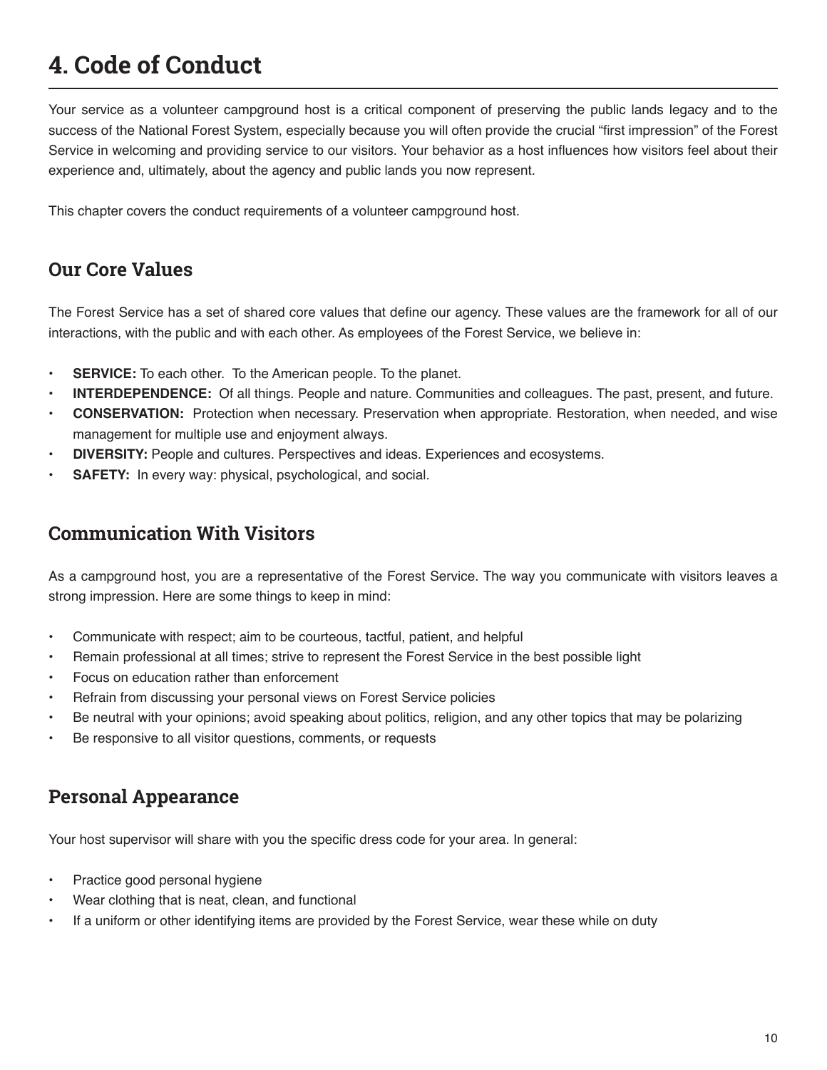# 4. Code of Conduct

Your service as a volunteer campground host is a critical component of preserving the public lands legacy and to the success of the National Forest System, especially because you will often provide the crucial "first impression" of the Forest Service in welcoming and providing service to our visitors. Your behavior as a host influences how visitors feel about their experience and, ultimately, about the agency and public lands you now represent.

This chapter covers the conduct requirements of a volunteer campground host.

## Our Core Values

The Forest Service has a set of shared core values that define our agency. These values are the framework for all of our interactions, with the public and with each other. As employees of the Forest Service, we believe in:

- **SERVICE:** To each other. To the American people. To the planet.
- **INTERDEPENDENCE:** Of all things. People and nature. Communities and colleagues. The past, present, and future.
- **CONSERVATION:** Protection when necessary. Preservation when appropriate. Restoration, when needed, and wise management for multiple use and enjoyment always.
- **DIVERSITY:** People and cultures. Perspectives and ideas. Experiences and ecosystems.
- **SAFETY:** In every way: physical, psychological, and social.

## Communication With Visitors

As a campground host, you are a representative of the Forest Service. The way you communicate with visitors leaves a strong impression. Here are some things to keep in mind:

- Communicate with respect; aim to be courteous, tactful, patient, and helpful
- Remain professional at all times; strive to represent the Forest Service in the best possible light
- Focus on education rather than enforcement
- Refrain from discussing your personal views on Forest Service policies
- Be neutral with your opinions; avoid speaking about politics, religion, and any other topics that may be polarizing
- Be responsive to all visitor questions, comments, or requests

## Personal Appearance

Your host supervisor will share with you the specific dress code for your area. In general:

- Practice good personal hygiene
- Wear clothing that is neat, clean, and functional
- If a uniform or other identifying items are provided by the Forest Service, wear these while on duty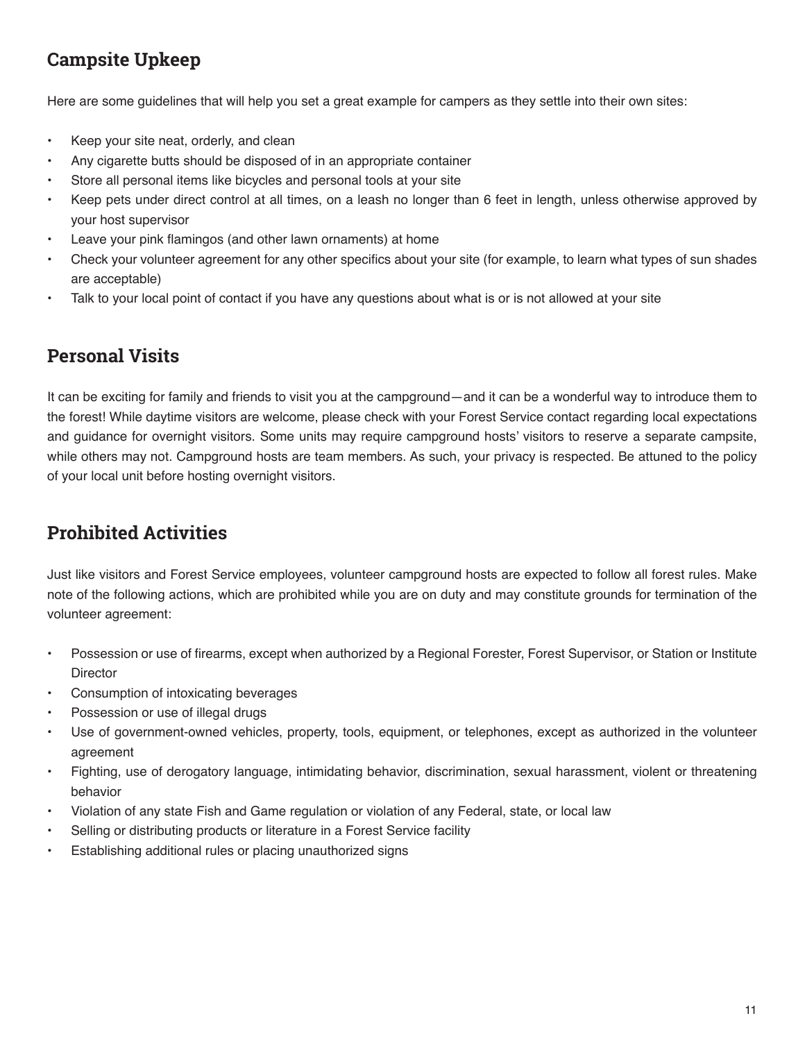## Campsite Upkeep

Here are some guidelines that will help you set a great example for campers as they settle into their own sites:

- Keep your site neat, orderly, and clean
- Any cigarette butts should be disposed of in an appropriate container
- Store all personal items like bicycles and personal tools at your site
- Keep pets under direct control at all times, on a leash no longer than 6 feet in length, unless otherwise approved by your host supervisor
- Leave your pink flamingos (and other lawn ornaments) at home
- Check your volunteer agreement for any other specifics about your site (for example, to learn what types of sun shades are acceptable)
- Talk to your local point of contact if you have any questions about what is or is not allowed at your site

## Personal Visits

It can be exciting for family and friends to visit you at the campground—and it can be a wonderful way to introduce them to the forest! While daytime visitors are welcome, please check with your Forest Service contact regarding local expectations and guidance for overnight visitors. Some units may require campground hosts' visitors to reserve a separate campsite, while others may not. Campground hosts are team members. As such, your privacy is respected. Be attuned to the policy of your local unit before hosting overnight visitors.

## Prohibited Activities

Just like visitors and Forest Service employees, volunteer campground hosts are expected to follow all forest rules. Make note of the following actions, which are prohibited while you are on duty and may constitute grounds for termination of the volunteer agreement:

- Possession or use of firearms, except when authorized by a Regional Forester, Forest Supervisor, or Station or Institute Director
- Consumption of intoxicating beverages
- Possession or use of illegal drugs
- Use of government-owned vehicles, property, tools, equipment, or telephones, except as authorized in the volunteer agreement
- Fighting, use of derogatory language, intimidating behavior, discrimination, sexual harassment, violent or threatening behavior
- Violation of any state Fish and Game regulation or violation of any Federal, state, or local law
- Selling or distributing products or literature in a Forest Service facility
- Establishing additional rules or placing unauthorized signs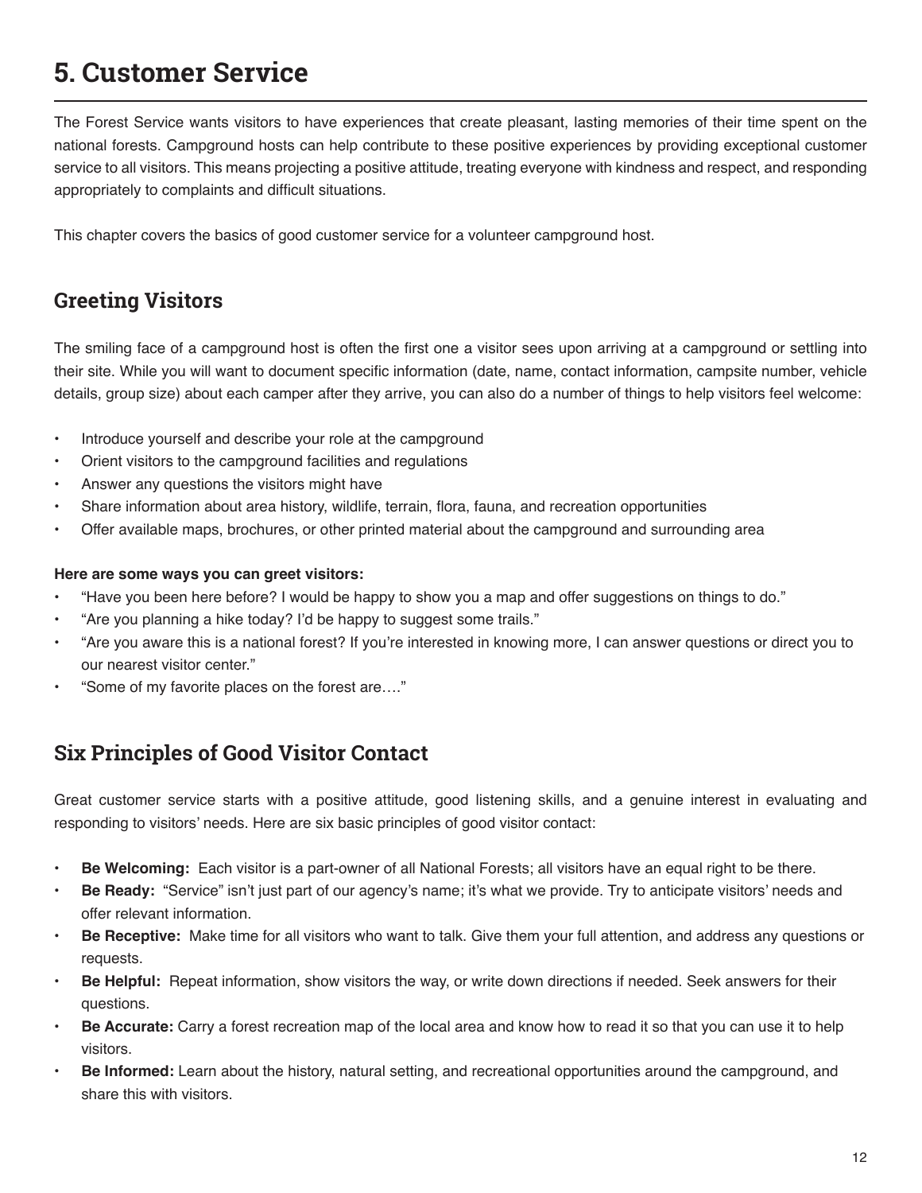# 5. Customer Service

The Forest Service wants visitors to have experiences that create pleasant, lasting memories of their time spent on the national forests. Campground hosts can help contribute to these positive experiences by providing exceptional customer service to all visitors. This means projecting a positive attitude, treating everyone with kindness and respect, and responding appropriately to complaints and difficult situations.

This chapter covers the basics of good customer service for a volunteer campground host.

## Greeting Visitors

The smiling face of a campground host is often the first one a visitor sees upon arriving at a campground or settling into their site. While you will want to document specific information (date, name, contact information, campsite number, vehicle details, group size) about each camper after they arrive, you can also do a number of things to help visitors feel welcome:

- Introduce yourself and describe your role at the campground
- Orient visitors to the campground facilities and regulations
- Answer any questions the visitors might have
- Share information about area history, wildlife, terrain, flora, fauna, and recreation opportunities
- Offer available maps, brochures, or other printed material about the campground and surrounding area

**Here are some ways you can greet visitors:**

- "Have you been here before? I would be happy to show you a map and offer suggestions on things to do."
- "Are you planning a hike today? I'd be happy to suggest some trails."
- "Are you aware this is a national forest? If you're interested in knowing more, I can answer questions or direct you to our nearest visitor center."
- "Some of my favorite places on the forest are…."

## Six Principles of Good Visitor Contact

Great customer service starts with a positive attitude, good listening skills, and a genuine interest in evaluating and responding to visitors' needs. Here are six basic principles of good visitor contact:

- **Be Welcoming:** Each visitor is a part-owner of all National Forests; all visitors have an equal right to be there.
- **Be Ready:** "Service" isn't just part of our agency's name; it's what we provide. Try to anticipate visitors' needs and offer relevant information.
- **Be Receptive:** Make time for all visitors who want to talk. Give them your full attention, and address any questions or requests.
- **Be Helpful:** Repeat information, show visitors the way, or write down directions if needed. Seek answers for their questions.
- **Be Accurate:** Carry a forest recreation map of the local area and know how to read it so that you can use it to help visitors.
- **Be Informed:** Learn about the history, natural setting, and recreational opportunities around the campground, and share this with visitors.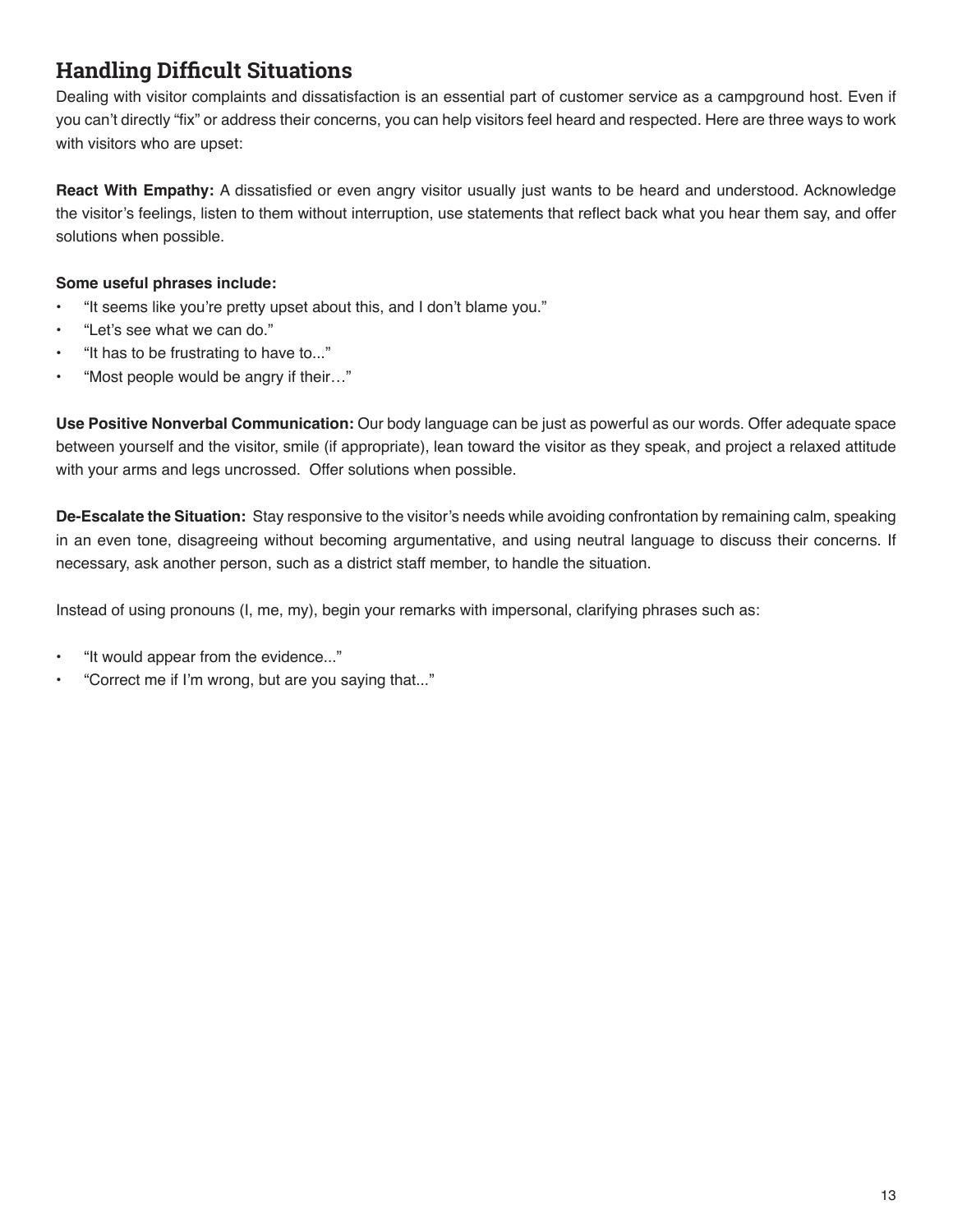## Handling Difficult Situations

Dealing with visitor complaints and dissatisfaction is an essential part of customer service as a campground host. Even if you can't directly "fix" or address their concerns, you can help visitors feel heard and respected. Here are three ways to work with visitors who are upset:

**React With Empathy:** A dissatisfied or even angry visitor usually just wants to be heard and understood. Acknowledge the visitor's feelings, listen to them without interruption, use statements that reflect back what you hear them say, and offer solutions when possible.

**Some useful phrases include:**

- "It seems like you're pretty upset about this, and I don't blame you."
- "Let's see what we can do."
- "It has to be frustrating to have to..."
- "Most people would be angry if their…"

**Use Positive Nonverbal Communication:** Our body language can be just as powerful as our words. Offer adequate space between yourself and the visitor, smile (if appropriate), lean toward the visitor as they speak, and project a relaxed attitude with your arms and legs uncrossed. Offer solutions when possible.

**De-Escalate the Situation:** Stay responsive to the visitor's needs while avoiding confrontation by remaining calm, speaking in an even tone, disagreeing without becoming argumentative, and using neutral language to discuss their concerns. If necessary, ask another person, such as a district staff member, to handle the situation.

Instead of using pronouns (I, me, my), begin your remarks with impersonal, clarifying phrases such as:

- "It would appear from the evidence..."
- "Correct me if I'm wrong, but are you saying that..."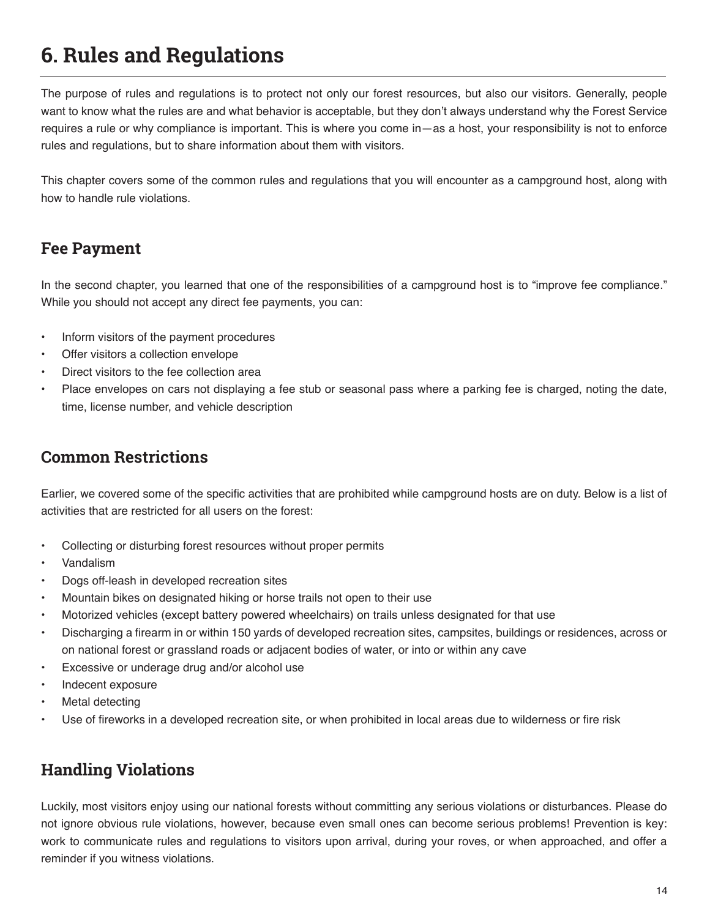# 6. Rules and Regulations

The purpose of rules and regulations is to protect not only our forest resources, but also our visitors. Generally, people want to know what the rules are and what behavior is acceptable, but they don't always understand why the Forest Service requires a rule or why compliance is important. This is where you come in—as a host, your responsibility is not to enforce rules and regulations, but to share information about them with visitors.

This chapter covers some of the common rules and regulations that you will encounter as a campground host, along with how to handle rule violations.

## Fee Payment

In the second chapter, you learned that one of the responsibilities of a campground host is to "improve fee compliance." While you should not accept any direct fee payments, you can:

- Inform visitors of the payment procedures
- Offer visitors a collection envelope
- Direct visitors to the fee collection area
- Place envelopes on cars not displaying a fee stub or seasonal pass where a parking fee is charged, noting the date, time, license number, and vehicle description

## Common Restrictions

Earlier, we covered some of the specific activities that are prohibited while campground hosts are on duty. Below is a list of activities that are restricted for all users on the forest:

- Collecting or disturbing forest resources without proper permits
- Vandalism
- Dogs off-leash in developed recreation sites
- Mountain bikes on designated hiking or horse trails not open to their use
- Motorized vehicles (except battery powered wheelchairs) on trails unless designated for that use
- Discharging a firearm in or within 150 yards of developed recreation sites, campsites, buildings or residences, across or on national forest or grassland roads or adjacent bodies of water, or into or within any cave
- Excessive or underage drug and/or alcohol use
- Indecent exposure
- Metal detecting
- Use of fireworks in a developed recreation site, or when prohibited in local areas due to wilderness or fire risk

## Handling Violations

Luckily, most visitors enjoy using our national forests without committing any serious violations or disturbances. Please do not ignore obvious rule violations, however, because even small ones can become serious problems! Prevention is key: work to communicate rules and regulations to visitors upon arrival, during your roves, or when approached, and offer a reminder if you witness violations.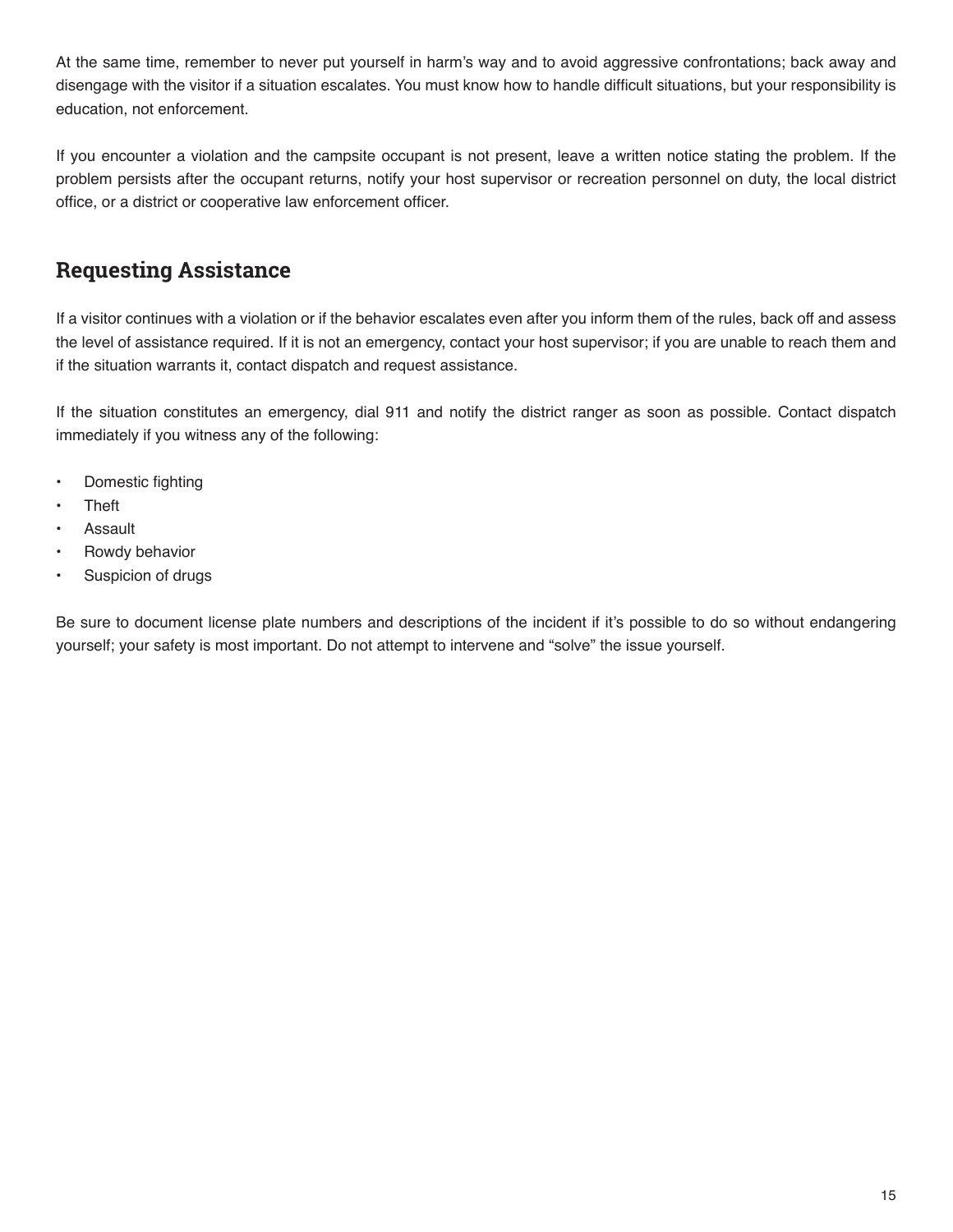At the same time, remember to never put yourself in harm's way and to avoid aggressive confrontations; back away and disengage with the visitor if a situation escalates. You must know how to handle difficult situations, but your responsibility is education, not enforcement.

If you encounter a violation and the campsite occupant is not present, leave a written notice stating the problem. If the problem persists after the occupant returns, notify your host supervisor or recreation personnel on duty, the local district office, or a district or cooperative law enforcement officer.

## Requesting Assistance

If a visitor continues with a violation or if the behavior escalates even after you inform them of the rules, back off and assess the level of assistance required. If it is not an emergency, contact your host supervisor; if you are unable to reach them and if the situation warrants it, contact dispatch and request assistance.

If the situation constitutes an emergency, dial 911 and notify the district ranger as soon as possible. Contact dispatch immediately if you witness any of the following:

- Domestic fighting
- Theft
- Assault
- Rowdy behavior
- Suspicion of drugs

Be sure to document license plate numbers and descriptions of the incident if it's possible to do so without endangering yourself; your safety is most important. Do not attempt to intervene and "solve" the issue yourself.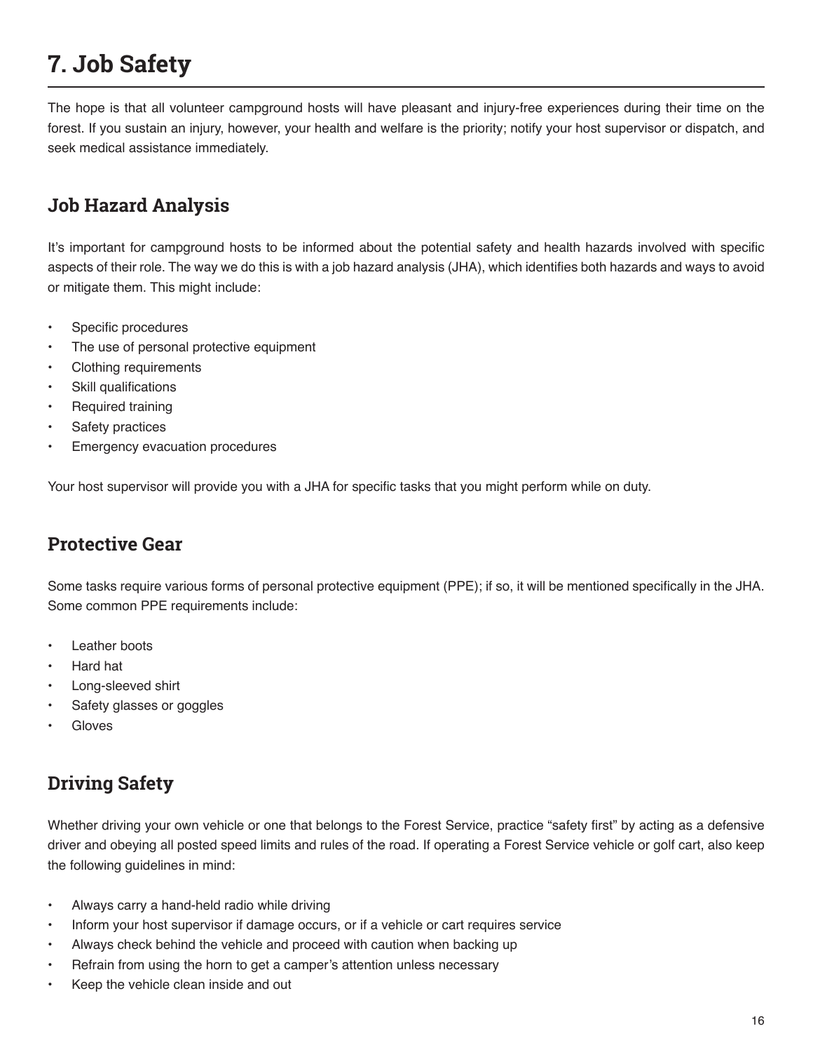# 7. Job Safety

The hope is that all volunteer campground hosts will have pleasant and injury-free experiences during their time on the forest. If you sustain an injury, however, your health and welfare is the priority; notify your host supervisor or dispatch, and seek medical assistance immediately.

## Job Hazard Analysis

It's important for campground hosts to be informed about the potential safety and health hazards involved with specific aspects of their role. The way we do this is with a job hazard analysis (JHA), which identifies both hazards and ways to avoid or mitigate them. This might include:

- Specific procedures
- The use of personal protective equipment
- Clothing requirements
- Skill qualifications
- Required training
- Safety practices
- Emergency evacuation procedures

Your host supervisor will provide you with a JHA for specific tasks that you might perform while on duty.

## Protective Gear

Some tasks require various forms of personal protective equipment (PPE); if so, it will be mentioned specifically in the JHA. Some common PPE requirements include:

- Leather boots
- Hard hat
- Long-sleeved shirt
- Safety glasses or goggles
- Gloves

## Driving Safety

Whether driving your own vehicle or one that belongs to the Forest Service, practice "safety first" by acting as a defensive driver and obeying all posted speed limits and rules of the road. If operating a Forest Service vehicle or golf cart, also keep the following guidelines in mind:

- Always carry a hand-held radio while driving
- Inform your host supervisor if damage occurs, or if a vehicle or cart requires service
- Always check behind the vehicle and proceed with caution when backing up
- Refrain from using the horn to get a camper's attention unless necessary
- Keep the vehicle clean inside and out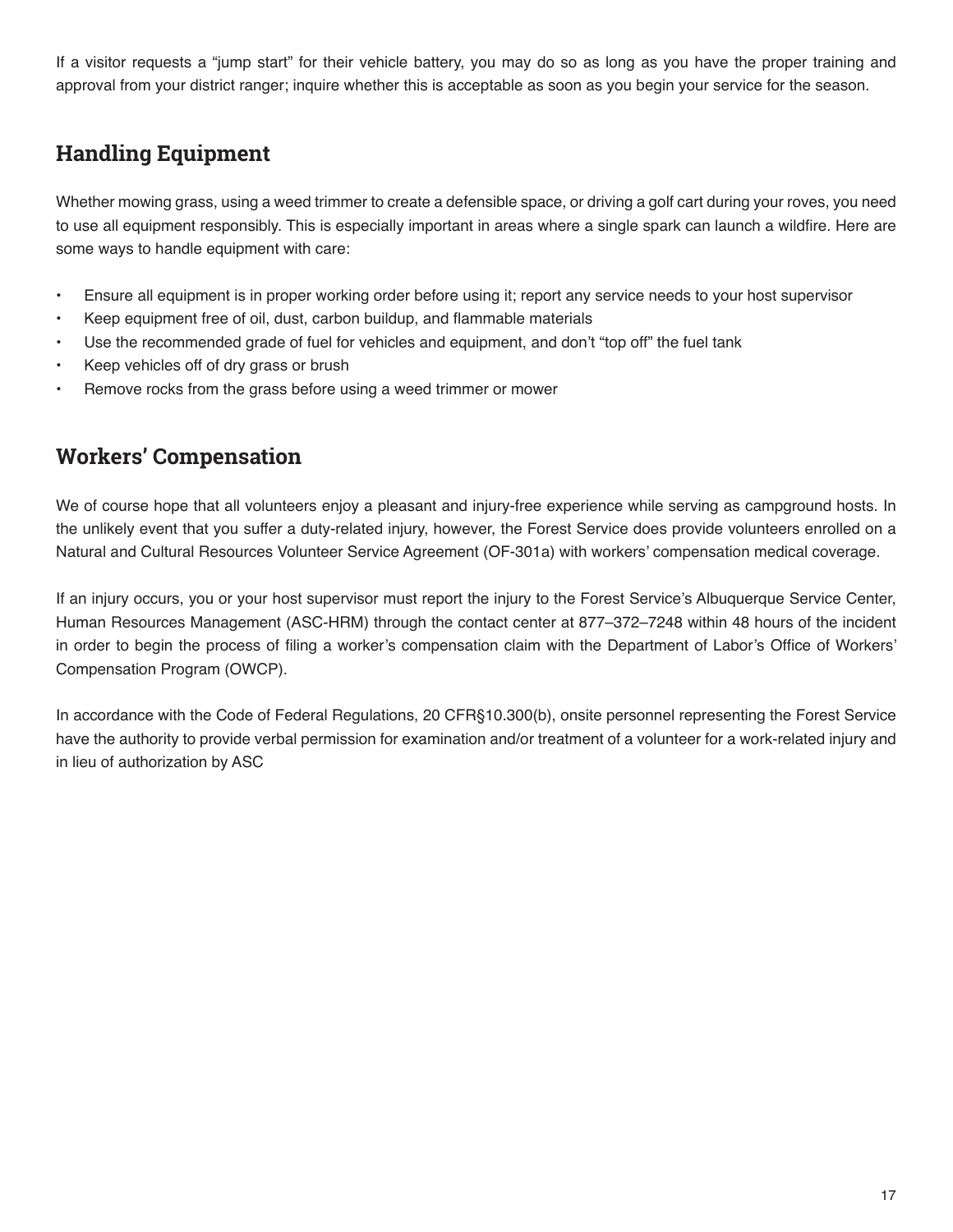If a visitor requests a "jump start" for their vehicle battery, you may do so as long as you have the proper training and approval from your district ranger; inquire whether this is acceptable as soon as you begin your service for the season.

## Handling Equipment

Whether mowing grass, using a weed trimmer to create a defensible space, or driving a golf cart during your roves, you need to use all equipment responsibly. This is especially important in areas where a single spark can launch a wildfire. Here are some ways to handle equipment with care:

- Ensure all equipment is in proper working order before using it; report any service needs to your host supervisor
- Keep equipment free of oil, dust, carbon buildup, and flammable materials
- Use the recommended grade of fuel for vehicles and equipment, and don't "top off" the fuel tank
- Keep vehicles off of dry grass or brush
- Remove rocks from the grass before using a weed trimmer or mower

## Workers' Compensation

We of course hope that all volunteers enjoy a pleasant and injury-free experience while serving as campground hosts. In the unlikely event that you suffer a duty-related injury, however, the Forest Service does provide volunteers enrolled on a Natural and Cultural Resources Volunteer Service Agreement (OF-301a) with workers' compensation medical coverage.

If an injury occurs, you or your host supervisor must report the injury to the Forest Service's Albuquerque Service Center, Human Resources Management (ASC-HRM) through the contact center at 877–372–7248 within 48 hours of the incident in order to begin the process of filing a worker's compensation claim with the Department of Labor's Office of Workers' Compensation Program (OWCP).

In accordance with the Code of Federal Regulations, 20 CFR§10.300(b), onsite personnel representing the Forest Service have the authority to provide verbal permission for examination and/or treatment of a volunteer for a work-related injury and in lieu of authorization by ASC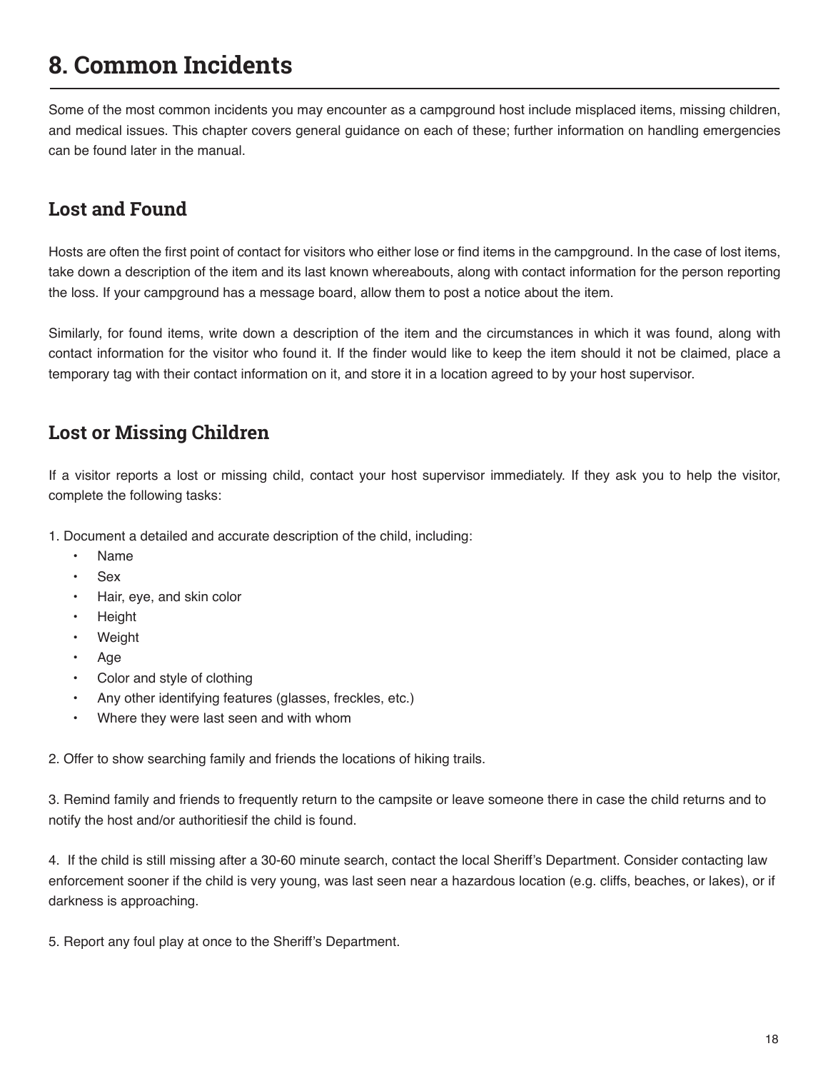# 8. Common Incidents

Some of the most common incidents you may encounter as a campground host include misplaced items, missing children, and medical issues. This chapter covers general guidance on each of these; further information on handling emergencies can be found later in the manual.

## Lost and Found

Hosts are often the first point of contact for visitors who either lose or find items in the campground. In the case of lost items, take down a description of the item and its last known whereabouts, along with contact information for the person reporting the loss. If your campground has a message board, allow them to post a notice about the item.

Similarly, for found items, write down a description of the item and the circumstances in which it was found, along with contact information for the visitor who found it. If the finder would like to keep the item should it not be claimed, place a temporary tag with their contact information on it, and store it in a location agreed to by your host supervisor.

## Lost or Missing Children

If a visitor reports a lost or missing child, contact your host supervisor immediately. If they ask you to help the visitor, complete the following tasks:

1. Document a detailed and accurate description of the child, including:
   - Name
   - Sex
   - Hair, eye, and skin color
   - Height
   - Weight
   - Age
   - Color and style of clothing
   - Any other identifying features (glasses, freckles, etc.)
   - Where they were last seen and with whom

2. Offer to show searching family and friends the locations of hiking trails.

3. Remind family and friends to frequently return to the campsite or leave someone there in case the child returns and to notify the host and/or authoritiesif the child is found.

4. If the child is still missing after a 30-60 minute search, contact the local Sheriff's Department. Consider contacting law enforcement sooner if the child is very young, was last seen near a hazardous location (e.g. cliffs, beaches, or lakes), or if darkness is approaching.

5. Report any foul play at once to the Sheriff's Department.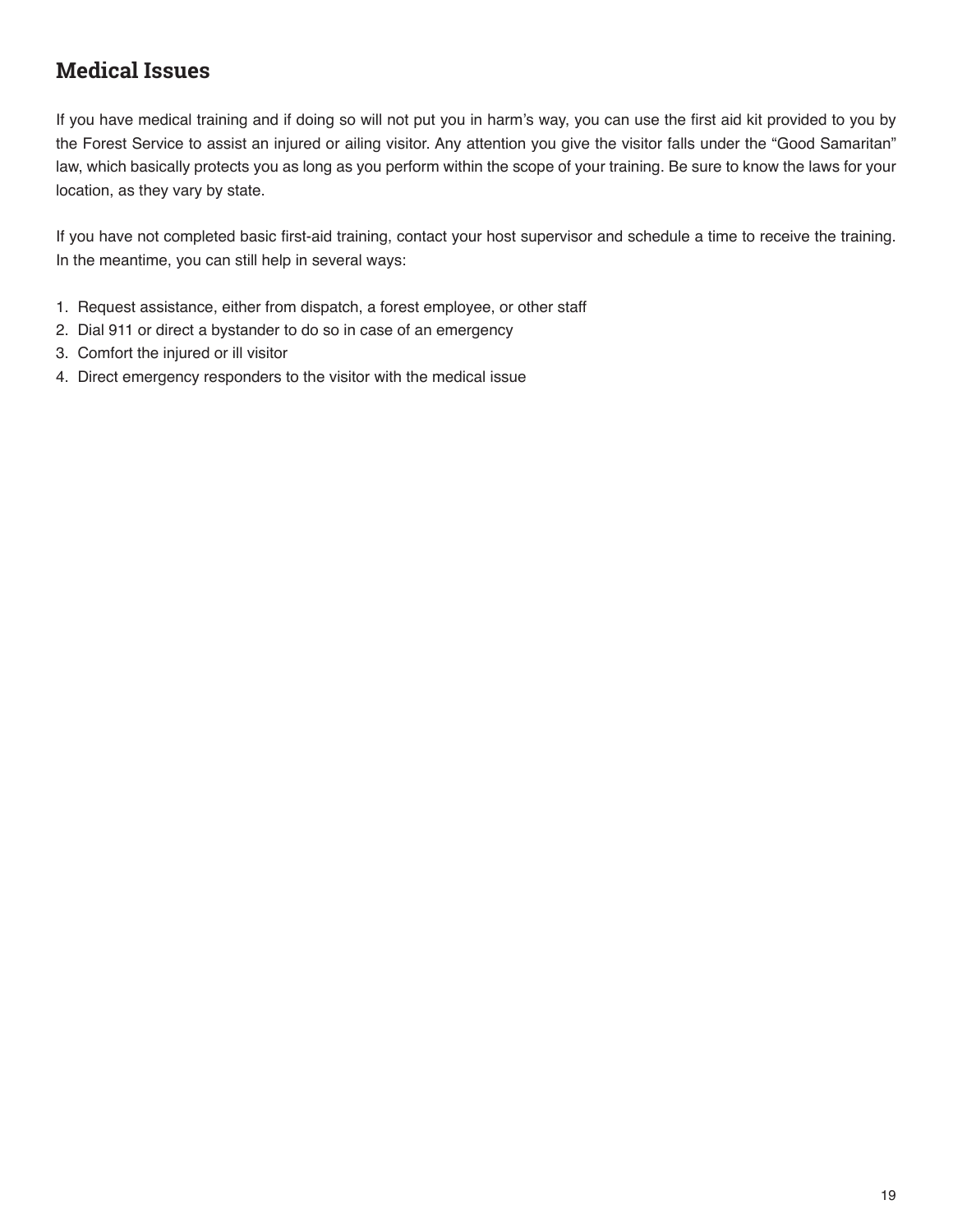## Medical Issues

If you have medical training and if doing so will not put you in harm's way, you can use the first aid kit provided to you by the Forest Service to assist an injured or ailing visitor. Any attention you give the visitor falls under the "Good Samaritan" law, which basically protects you as long as you perform within the scope of your training. Be sure to know the laws for your location, as they vary by state.

If you have not completed basic first-aid training, contact your host supervisor and schedule a time to receive the training. In the meantime, you can still help in several ways:

1. Request assistance, either from dispatch, a forest employee, or other staff
2. Dial 911 or direct a bystander to do so in case of an emergency
3. Comfort the injured or ill visitor
4. Direct emergency responders to the visitor with the medical issue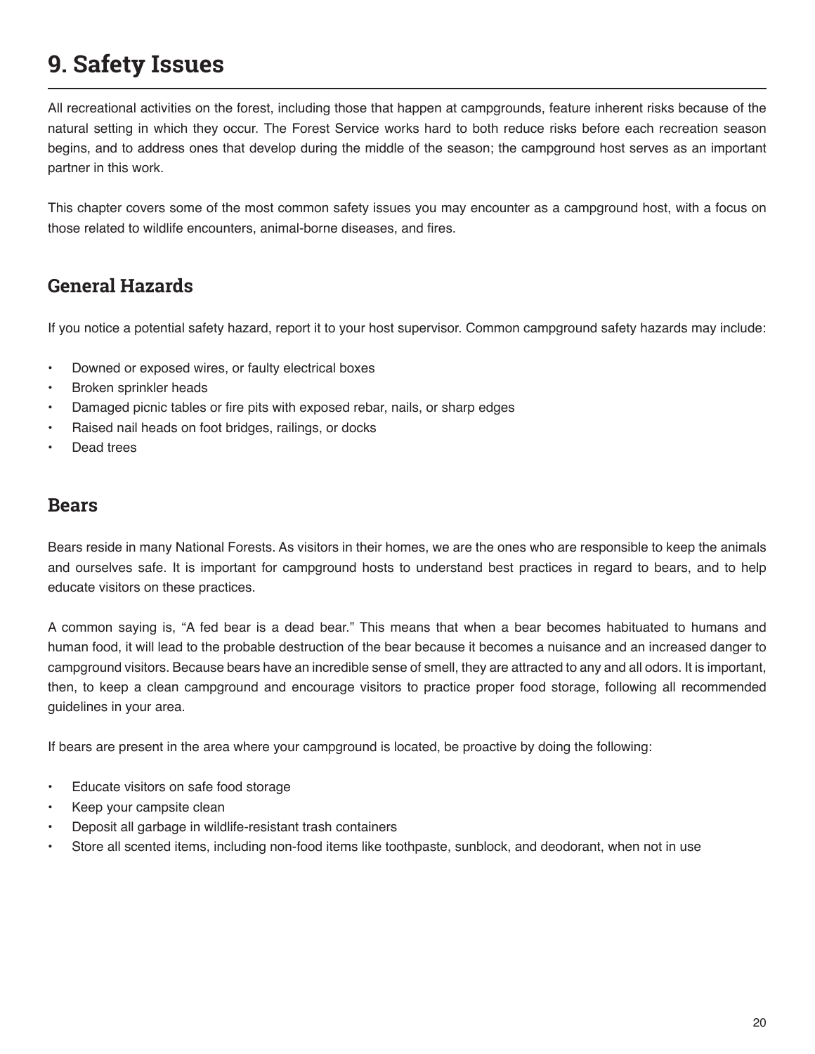# 9. Safety Issues

All recreational activities on the forest, including those that happen at campgrounds, feature inherent risks because of the natural setting in which they occur. The Forest Service works hard to both reduce risks before each recreation season begins, and to address ones that develop during the middle of the season; the campground host serves as an important partner in this work.

This chapter covers some of the most common safety issues you may encounter as a campground host, with a focus on those related to wildlife encounters, animal-borne diseases, and fires.

## General Hazards

If you notice a potential safety hazard, report it to your host supervisor. Common campground safety hazards may include:

- Downed or exposed wires, or faulty electrical boxes
- Broken sprinkler heads
- Damaged picnic tables or fire pits with exposed rebar, nails, or sharp edges
- Raised nail heads on foot bridges, railings, or docks
- Dead trees

## Bears

Bears reside in many National Forests. As visitors in their homes, we are the ones who are responsible to keep the animals and ourselves safe. It is important for campground hosts to understand best practices in regard to bears, and to help educate visitors on these practices.

A common saying is, "A fed bear is a dead bear." This means that when a bear becomes habituated to humans and human food, it will lead to the probable destruction of the bear because it becomes a nuisance and an increased danger to campground visitors. Because bears have an incredible sense of smell, they are attracted to any and all odors. It is important, then, to keep a clean campground and encourage visitors to practice proper food storage, following all recommended guidelines in your area.

If bears are present in the area where your campground is located, be proactive by doing the following:

- Educate visitors on safe food storage
- Keep your campsite clean
- Deposit all garbage in wildlife-resistant trash containers
- Store all scented items, including non-food items like toothpaste, sunblock, and deodorant, when not in use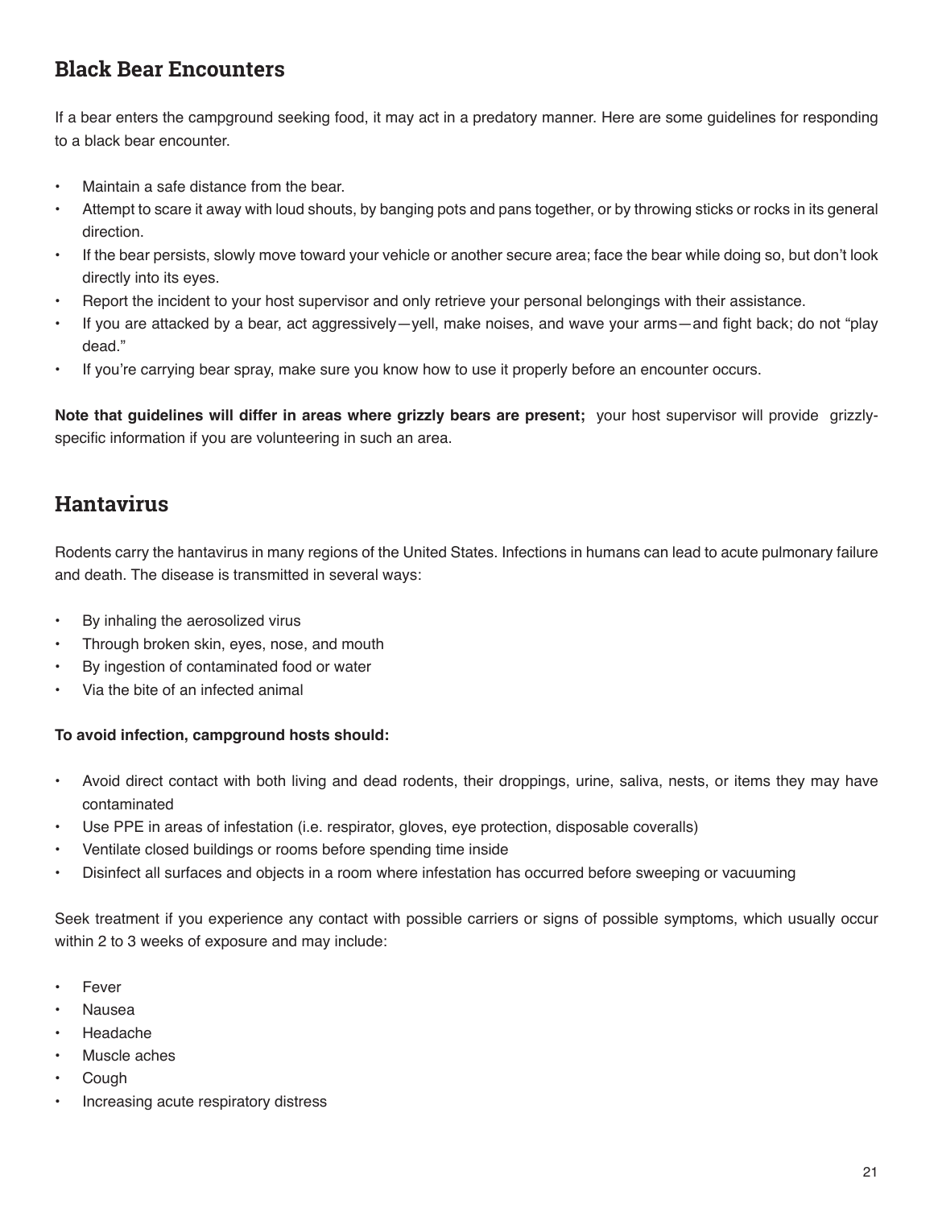## Black Bear Encounters

If a bear enters the campground seeking food, it may act in a predatory manner. Here are some guidelines for responding to a black bear encounter.

- Maintain a safe distance from the bear.
- Attempt to scare it away with loud shouts, by banging pots and pans together, or by throwing sticks or rocks in its general direction.
- If the bear persists, slowly move toward your vehicle or another secure area; face the bear while doing so, but don't look directly into its eyes.
- Report the incident to your host supervisor and only retrieve your personal belongings with their assistance.
- If you are attacked by a bear, act aggressively—yell, make noises, and wave your arms—and fight back; do not "play dead."
- If you're carrying bear spray, make sure you know how to use it properly before an encounter occurs.

**Note that guidelines will differ in areas where grizzly bears are present;** your host supervisor will provide grizzly-specific information if you are volunteering in such an area.

## Hantavirus

Rodents carry the hantavirus in many regions of the United States. Infections in humans can lead to acute pulmonary failure and death. The disease is transmitted in several ways:

- By inhaling the aerosolized virus
- Through broken skin, eyes, nose, and mouth
- By ingestion of contaminated food or water
- Via the bite of an infected animal

**To avoid infection, campground hosts should:**

- Avoid direct contact with both living and dead rodents, their droppings, urine, saliva, nests, or items they may have contaminated
- Use PPE in areas of infestation (i.e. respirator, gloves, eye protection, disposable coveralls)
- Ventilate closed buildings or rooms before spending time inside
- Disinfect all surfaces and objects in a room where infestation has occurred before sweeping or vacuuming

Seek treatment if you experience any contact with possible carriers or signs of possible symptoms, which usually occur within 2 to 3 weeks of exposure and may include:

- Fever
- Nausea
- Headache
- Muscle aches
- Cough
- Increasing acute respiratory distress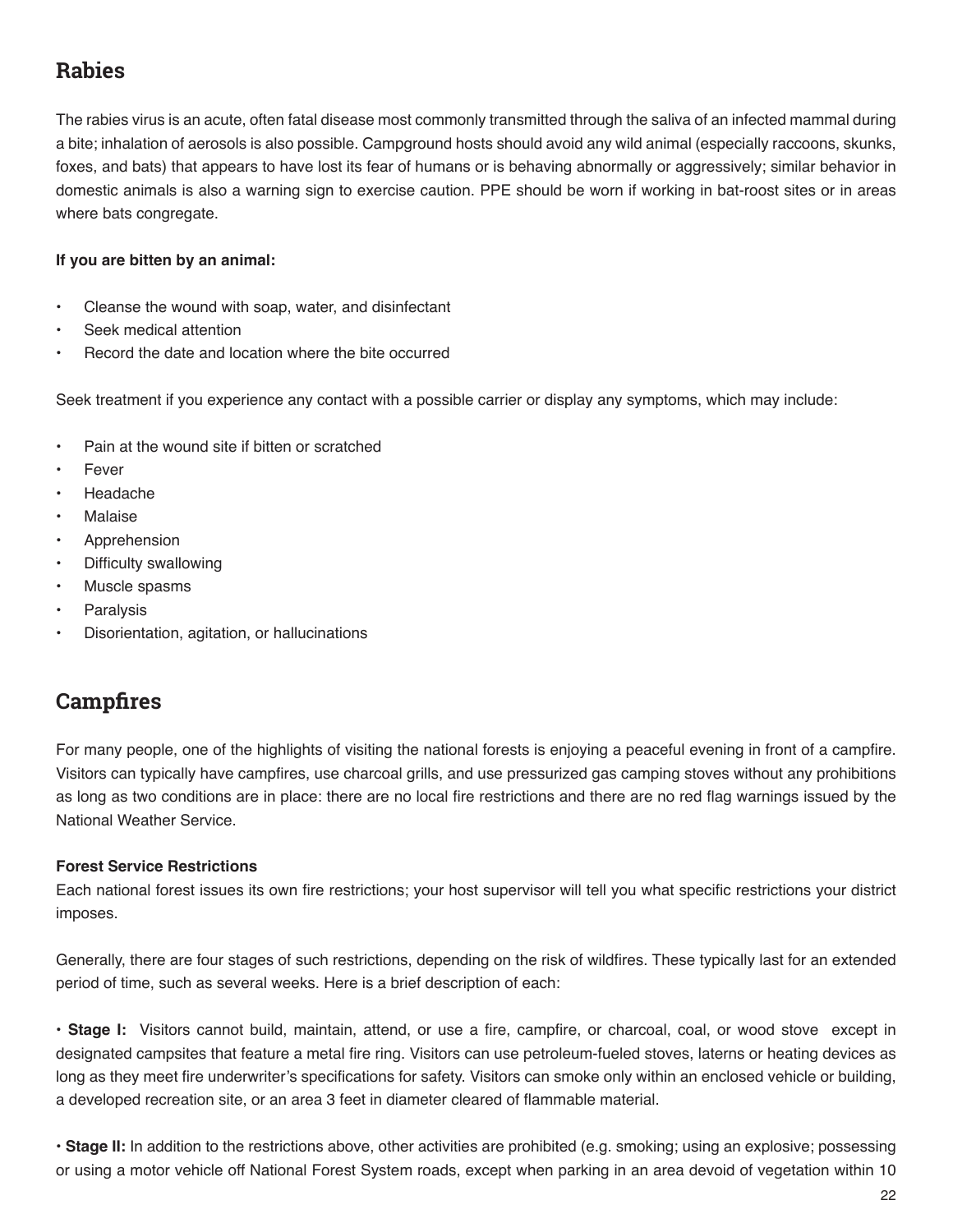## Rabies

The rabies virus is an acute, often fatal disease most commonly transmitted through the saliva of an infected mammal during a bite; inhalation of aerosols is also possible. Campground hosts should avoid any wild animal (especially raccoons, skunks, foxes, and bats) that appears to have lost its fear of humans or is behaving abnormally or aggressively; similar behavior in domestic animals is also a warning sign to exercise caution. PPE should be worn if working in bat-roost sites or in areas where bats congregate.

**If you are bitten by an animal:**

- Cleanse the wound with soap, water, and disinfectant
- Seek medical attention
- Record the date and location where the bite occurred

Seek treatment if you experience any contact with a possible carrier or display any symptoms, which may include:

- Pain at the wound site if bitten or scratched
- Fever
- Headache
- Malaise
- Apprehension
- Difficulty swallowing
- Muscle spasms
- Paralysis
- Disorientation, agitation, or hallucinations

## Campfires

For many people, one of the highlights of visiting the national forests is enjoying a peaceful evening in front of a campfire. Visitors can typically have campfires, use charcoal grills, and use pressurized gas camping stoves without any prohibitions as long as two conditions are in place: there are no local fire restrictions and there are no red flag warnings issued by the National Weather Service.

**Forest Service Restrictions**
Each national forest issues its own fire restrictions; your host supervisor will tell you what specific restrictions your district imposes.

Generally, there are four stages of such restrictions, depending on the risk of wildfires. These typically last for an extended period of time, such as several weeks. Here is a brief description of each:

• **Stage I:** Visitors cannot build, maintain, attend, or use a fire, campfire, or charcoal, coal, or wood stove except in designated campsites that feature a metal fire ring. Visitors can use petroleum-fueled stoves, laterns or heating devices as long as they meet fire underwriter's specifications for safety. Visitors can smoke only within an enclosed vehicle or building, a developed recreation site, or an area 3 feet in diameter cleared of flammable material.

• **Stage II:** In addition to the restrictions above, other activities are prohibited (e.g. smoking; using an explosive; possessing or using a motor vehicle off National Forest System roads, except when parking in an area devoid of vegetation within 10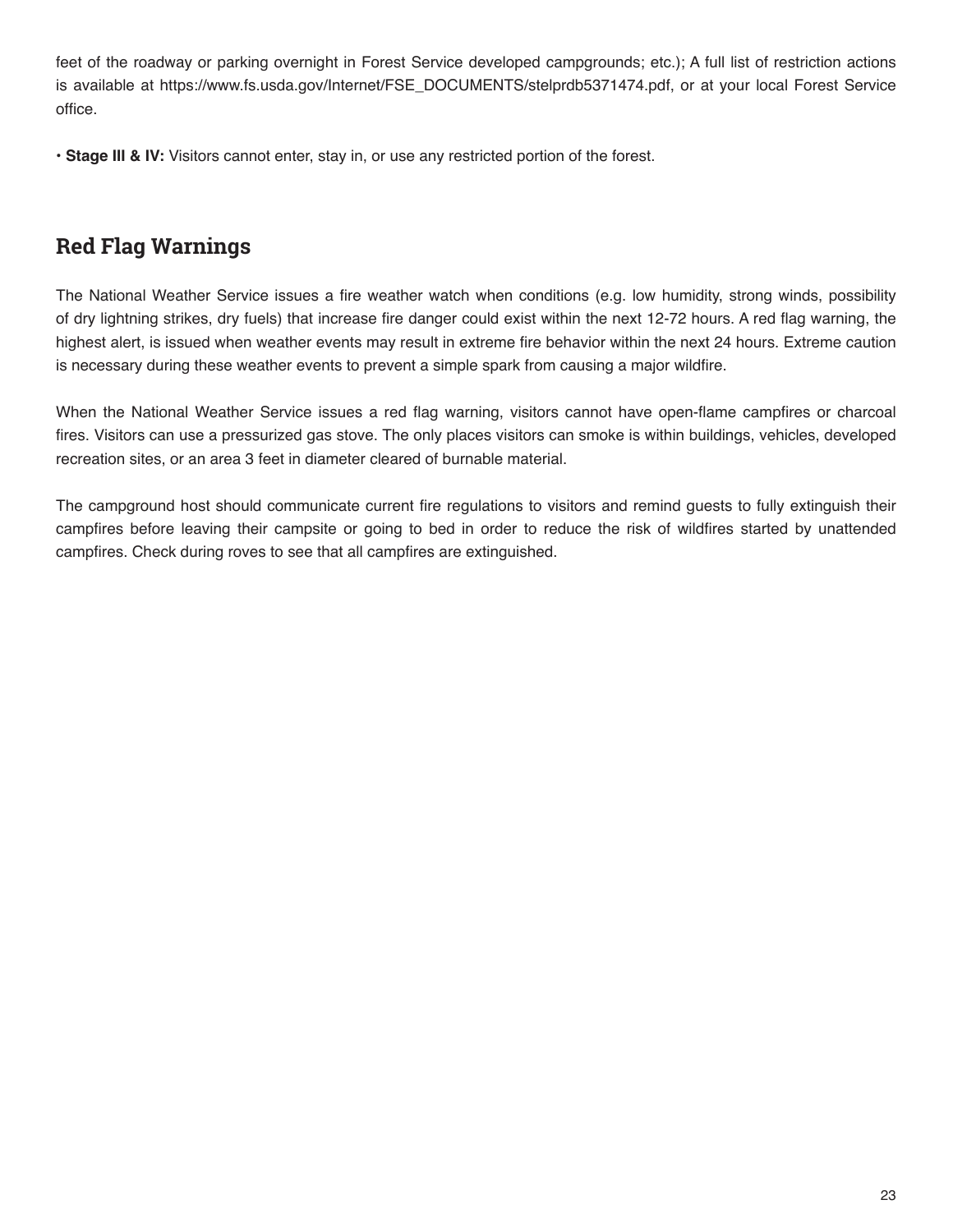feet of the roadway or parking overnight in Forest Service developed campgrounds; etc.); A full list of restriction actions is available at https://www.fs.usda.gov/Internet/FSE_DOCUMENTS/stelprdb5371474.pdf, or at your local Forest Service office.

• **Stage III & IV:** Visitors cannot enter, stay in, or use any restricted portion of the forest.

## Red Flag Warnings

The National Weather Service issues a fire weather watch when conditions (e.g. low humidity, strong winds, possibility of dry lightning strikes, dry fuels) that increase fire danger could exist within the next 12-72 hours. A red flag warning, the highest alert, is issued when weather events may result in extreme fire behavior within the next 24 hours. Extreme caution is necessary during these weather events to prevent a simple spark from causing a major wildfire.

When the National Weather Service issues a red flag warning, visitors cannot have open-flame campfires or charcoal fires. Visitors can use a pressurized gas stove. The only places visitors can smoke is within buildings, vehicles, developed recreation sites, or an area 3 feet in diameter cleared of burnable material.

The campground host should communicate current fire regulations to visitors and remind guests to fully extinguish their campfires before leaving their campsite or going to bed in order to reduce the risk of wildfires started by unattended campfires. Check during roves to see that all campfires are extinguished.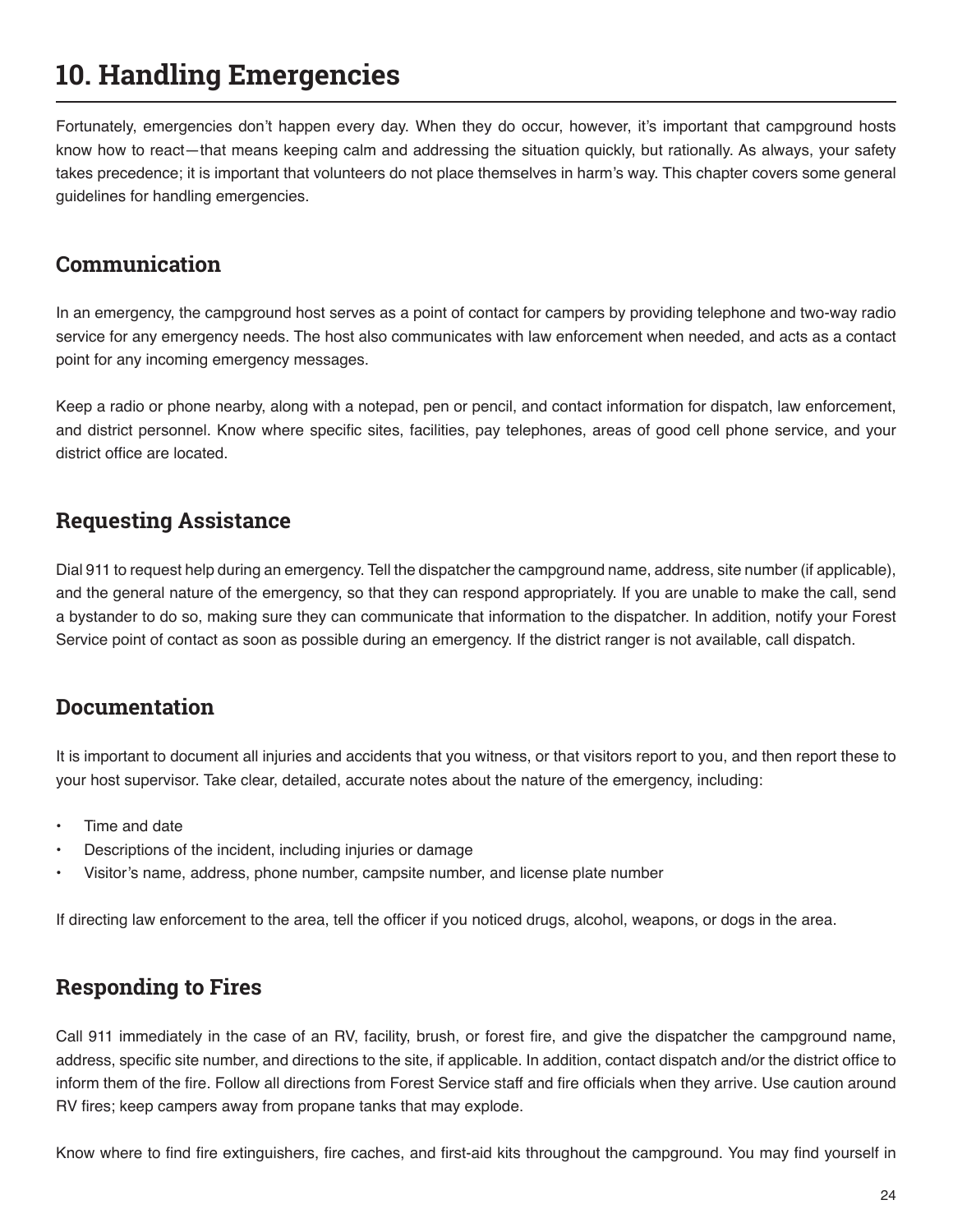# 10. Handling Emergencies

Fortunately, emergencies don't happen every day. When they do occur, however, it's important that campground hosts know how to react—that means keeping calm and addressing the situation quickly, but rationally. As always, your safety takes precedence; it is important that volunteers do not place themselves in harm's way. This chapter covers some general guidelines for handling emergencies.

## Communication

In an emergency, the campground host serves as a point of contact for campers by providing telephone and two-way radio service for any emergency needs. The host also communicates with law enforcement when needed, and acts as a contact point for any incoming emergency messages.

Keep a radio or phone nearby, along with a notepad, pen or pencil, and contact information for dispatch, law enforcement, and district personnel. Know where specific sites, facilities, pay telephones, areas of good cell phone service, and your district office are located.

## Requesting Assistance

Dial 911 to request help during an emergency. Tell the dispatcher the campground name, address, site number (if applicable), and the general nature of the emergency, so that they can respond appropriately. If you are unable to make the call, send a bystander to do so, making sure they can communicate that information to the dispatcher. In addition, notify your Forest Service point of contact as soon as possible during an emergency. If the district ranger is not available, call dispatch.

## Documentation

It is important to document all injuries and accidents that you witness, or that visitors report to you, and then report these to your host supervisor. Take clear, detailed, accurate notes about the nature of the emergency, including:

- Time and date
- Descriptions of the incident, including injuries or damage
- Visitor's name, address, phone number, campsite number, and license plate number

If directing law enforcement to the area, tell the officer if you noticed drugs, alcohol, weapons, or dogs in the area.

## Responding to Fires

Call 911 immediately in the case of an RV, facility, brush, or forest fire, and give the dispatcher the campground name, address, specific site number, and directions to the site, if applicable. In addition, contact dispatch and/or the district office to inform them of the fire. Follow all directions from Forest Service staff and fire officials when they arrive. Use caution around RV fires; keep campers away from propane tanks that may explode.

Know where to find fire extinguishers, fire caches, and first-aid kits throughout the campground. You may find yourself in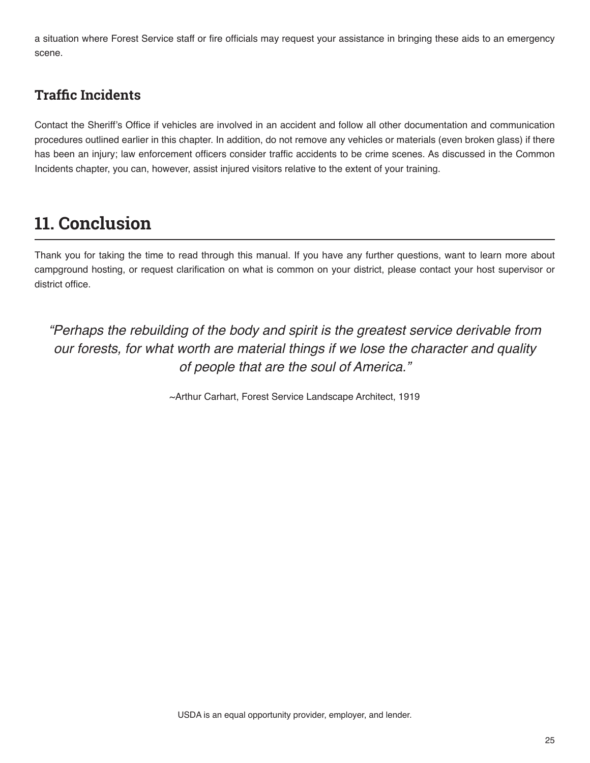a situation where Forest Service staff or fire officials may request your assistance in bringing these aids to an emergency scene.

### Traffic Incidents

Contact the Sheriff's Office if vehicles are involved in an accident and follow all other documentation and communication procedures outlined earlier in this chapter. In addition, do not remove any vehicles or materials (even broken glass) if there has been an injury; law enforcement officers consider traffic accidents to be crime scenes. As discussed in the Common Incidents chapter, you can, however, assist injured visitors relative to the extent of your training.

## 11. Conclusion

Thank you for taking the time to read through this manual. If you have any further questions, want to learn more about campground hosting, or request clarification on what is common on your district, please contact your host supervisor or district office.

*"Perhaps the rebuilding of the body and spirit is the greatest service derivable from our forests, for what worth are material things if we lose the character and quality of people that are the soul of America."*

~Arthur Carhart, Forest Service Landscape Architect, 1919

USDA is an equal opportunity provider, employer, and lender.